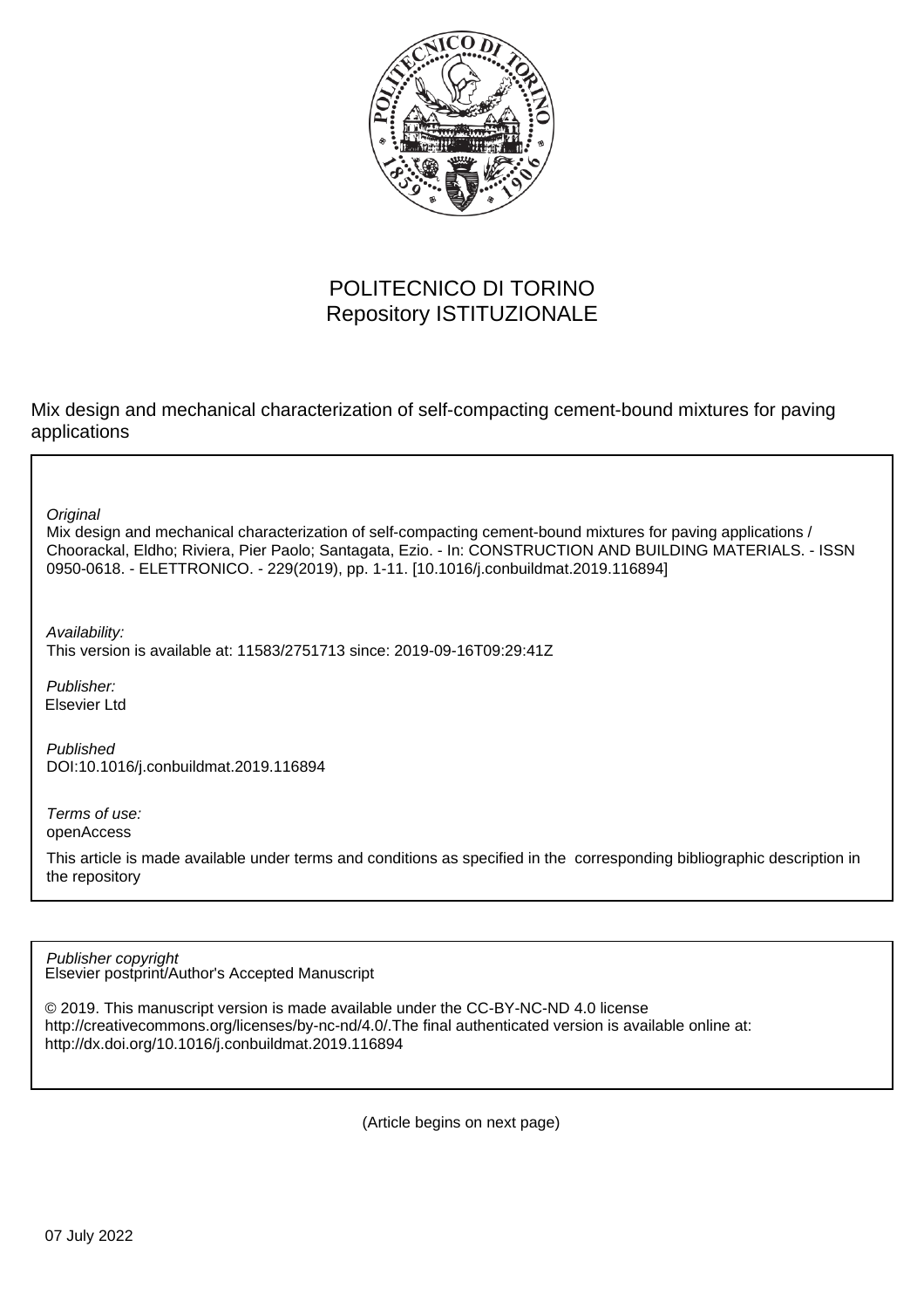POLITECNICO DI TORINO
Repository ISTITUZIONALE

Mix design and mechanical characterization of self-compacting cement-bound mixtures for paving applications

*Original*
Mix design and mechanical characterization of self-compacting cement-bound mixtures for paving applications / Choorackal, Eldho; Riviera, Pier Paolo; Santagata, Ezio. - In: CONSTRUCTION AND BUILDING MATERIALS. - ISSN 0950-0618. - ELETTRONICO. - 229(2019), pp. 1-11. [10.1016/j.conbuildmat.2019.116894]

*Availability:*
This version is available at: 11583/2751713 since: 2019-09-16T09:29:41Z

*Publisher:*
Elsevier Ltd

*Published*
DOI:10.1016/j.conbuildmat.2019.116894

*Terms of use:*
openAccess

This article is made available under terms and conditions as specified in the corresponding bibliographic description in the repository

*Publisher copyright*
Elsevier postprint/Author's Accepted Manuscript

© 2019. This manuscript version is made available under the CC-BY-NC-ND 4.0 license http://creativecommons.org/licenses/by-nc-nd/4.0/.The final authenticated version is available online at: http://dx.doi.org/10.1016/j.conbuildmat.2019.116894

(Article begins on next page)

07 July 2022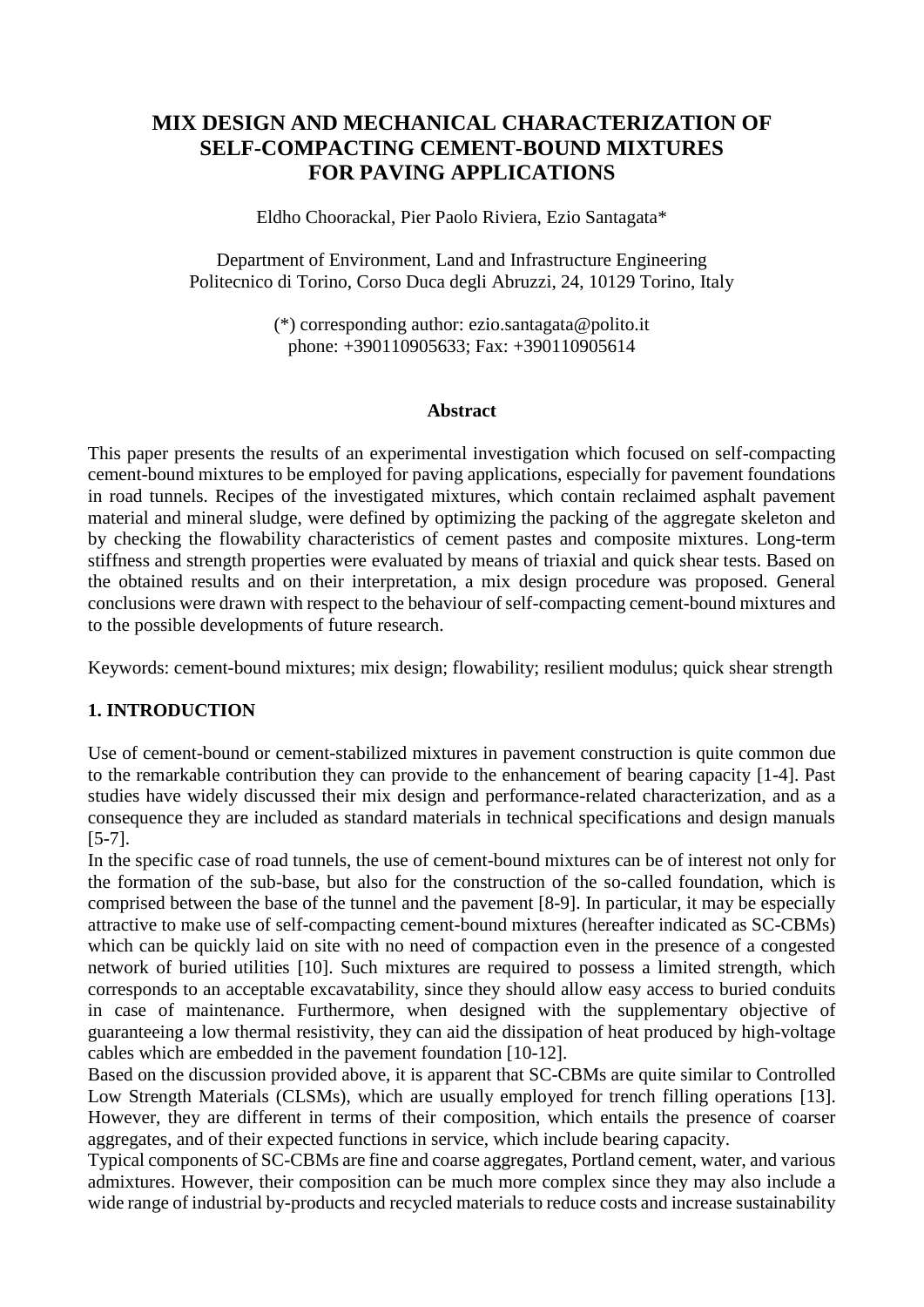# MIX DESIGN AND MECHANICAL CHARACTERIZATION OF SELF-COMPACTING CEMENT-BOUND MIXTURES FOR PAVING APPLICATIONS

Eldho Choorackal, Pier Paolo Riviera, Ezio Santagata*

Department of Environment, Land and Infrastructure Engineering
Politecnico di Torino, Corso Duca degli Abruzzi, 24, 10129 Torino, Italy

(*) corresponding author: ezio.santagata@polito.it
phone: +390110905633; Fax: +390110905614

### Abstract

This paper presents the results of an experimental investigation which focused on self-compacting cement-bound mixtures to be employed for paving applications, especially for pavement foundations in road tunnels. Recipes of the investigated mixtures, which contain reclaimed asphalt pavement material and mineral sludge, were defined by optimizing the packing of the aggregate skeleton and by checking the flowability characteristics of cement pastes and composite mixtures. Long-term stiffness and strength properties were evaluated by means of triaxial and quick shear tests. Based on the obtained results and on their interpretation, a mix design procedure was proposed. General conclusions were drawn with respect to the behaviour of self-compacting cement-bound mixtures and to the possible developments of future research.

Keywords: cement-bound mixtures; mix design; flowability; resilient modulus; quick shear strength

## 1. INTRODUCTION

Use of cement-bound or cement-stabilized mixtures in pavement construction is quite common due to the remarkable contribution they can provide to the enhancement of bearing capacity [1-4]. Past studies have widely discussed their mix design and performance-related characterization, and as a consequence they are included as standard materials in technical specifications and design manuals [5-7].

In the specific case of road tunnels, the use of cement-bound mixtures can be of interest not only for the formation of the sub-base, but also for the construction of the so-called foundation, which is comprised between the base of the tunnel and the pavement [8-9]. In particular, it may be especially attractive to make use of self-compacting cement-bound mixtures (hereafter indicated as SC-CBMs) which can be quickly laid on site with no need of compaction even in the presence of a congested network of buried utilities [10]. Such mixtures are required to possess a limited strength, which corresponds to an acceptable excavatability, since they should allow easy access to buried conduits in case of maintenance. Furthermore, when designed with the supplementary objective of guaranteeing a low thermal resistivity, they can aid the dissipation of heat produced by high-voltage cables which are embedded in the pavement foundation [10-12].

Based on the discussion provided above, it is apparent that SC-CBMs are quite similar to Controlled Low Strength Materials (CLSMs), which are usually employed for trench filling operations [13]. However, they are different in terms of their composition, which entails the presence of coarser aggregates, and of their expected functions in service, which include bearing capacity.

Typical components of SC-CBMs are fine and coarse aggregates, Portland cement, water, and various admixtures. However, their composition can be much more complex since they may also include a wide range of industrial by-products and recycled materials to reduce costs and increase sustainability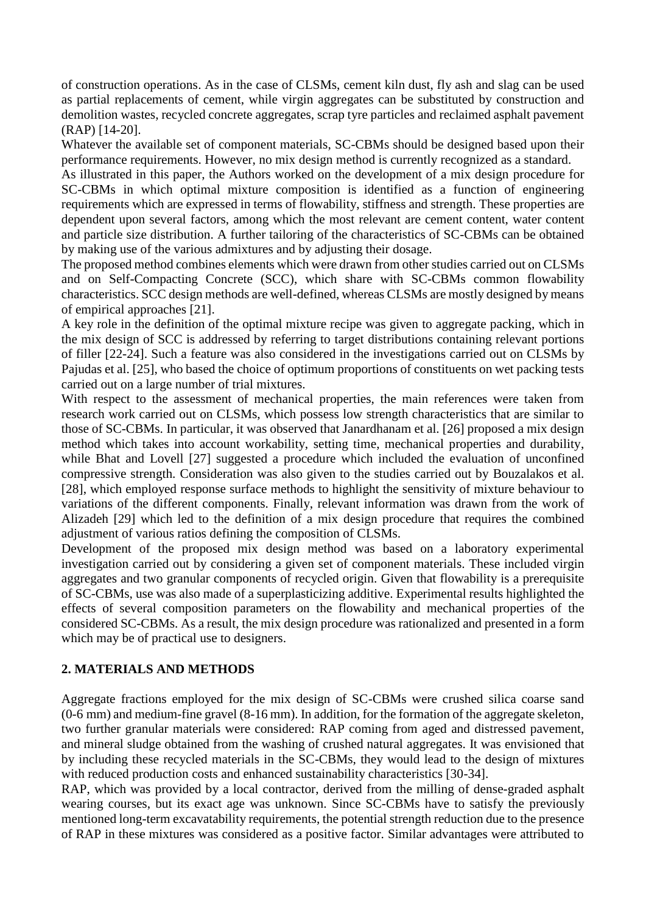of construction operations. As in the case of CLSMs, cement kiln dust, fly ash and slag can be used as partial replacements of cement, while virgin aggregates can be substituted by construction and demolition wastes, recycled concrete aggregates, scrap tyre particles and reclaimed asphalt pavement (RAP) [14-20].

Whatever the available set of component materials, SC-CBMs should be designed based upon their performance requirements. However, no mix design method is currently recognized as a standard.

As illustrated in this paper, the Authors worked on the development of a mix design procedure for SC-CBMs in which optimal mixture composition is identified as a function of engineering requirements which are expressed in terms of flowability, stiffness and strength. These properties are dependent upon several factors, among which the most relevant are cement content, water content and particle size distribution. A further tailoring of the characteristics of SC-CBMs can be obtained by making use of the various admixtures and by adjusting their dosage.

The proposed method combines elements which were drawn from other studies carried out on CLSMs and on Self-Compacting Concrete (SCC), which share with SC-CBMs common flowability characteristics. SCC design methods are well-defined, whereas CLSMs are mostly designed by means of empirical approaches [21].

A key role in the definition of the optimal mixture recipe was given to aggregate packing, which in the mix design of SCC is addressed by referring to target distributions containing relevant portions of filler [22-24]. Such a feature was also considered in the investigations carried out on CLSMs by Pajudas et al. [25], who based the choice of optimum proportions of constituents on wet packing tests carried out on a large number of trial mixtures.

With respect to the assessment of mechanical properties, the main references were taken from research work carried out on CLSMs, which possess low strength characteristics that are similar to those of SC-CBMs. In particular, it was observed that Janardhanam et al. [26] proposed a mix design method which takes into account workability, setting time, mechanical properties and durability, while Bhat and Lovell [27] suggested a procedure which included the evaluation of unconfined compressive strength. Consideration was also given to the studies carried out by Bouzalakos et al. [28], which employed response surface methods to highlight the sensitivity of mixture behaviour to variations of the different components. Finally, relevant information was drawn from the work of Alizadeh [29] which led to the definition of a mix design procedure that requires the combined adjustment of various ratios defining the composition of CLSMs.

Development of the proposed mix design method was based on a laboratory experimental investigation carried out by considering a given set of component materials. These included virgin aggregates and two granular components of recycled origin. Given that flowability is a prerequisite of SC-CBMs, use was also made of a superplasticizing additive. Experimental results highlighted the effects of several composition parameters on the flowability and mechanical properties of the considered SC-CBMs. As a result, the mix design procedure was rationalized and presented in a form which may be of practical use to designers.

## 2. MATERIALS AND METHODS

Aggregate fractions employed for the mix design of SC-CBMs were crushed silica coarse sand (0-6 mm) and medium-fine gravel (8-16 mm). In addition, for the formation of the aggregate skeleton, two further granular materials were considered: RAP coming from aged and distressed pavement, and mineral sludge obtained from the washing of crushed natural aggregates. It was envisioned that by including these recycled materials in the SC-CBMs, they would lead to the design of mixtures with reduced production costs and enhanced sustainability characteristics [30-34].

RAP, which was provided by a local contractor, derived from the milling of dense-graded asphalt wearing courses, but its exact age was unknown. Since SC-CBMs have to satisfy the previously mentioned long-term excavatability requirements, the potential strength reduction due to the presence of RAP in these mixtures was considered as a positive factor. Similar advantages were attributed to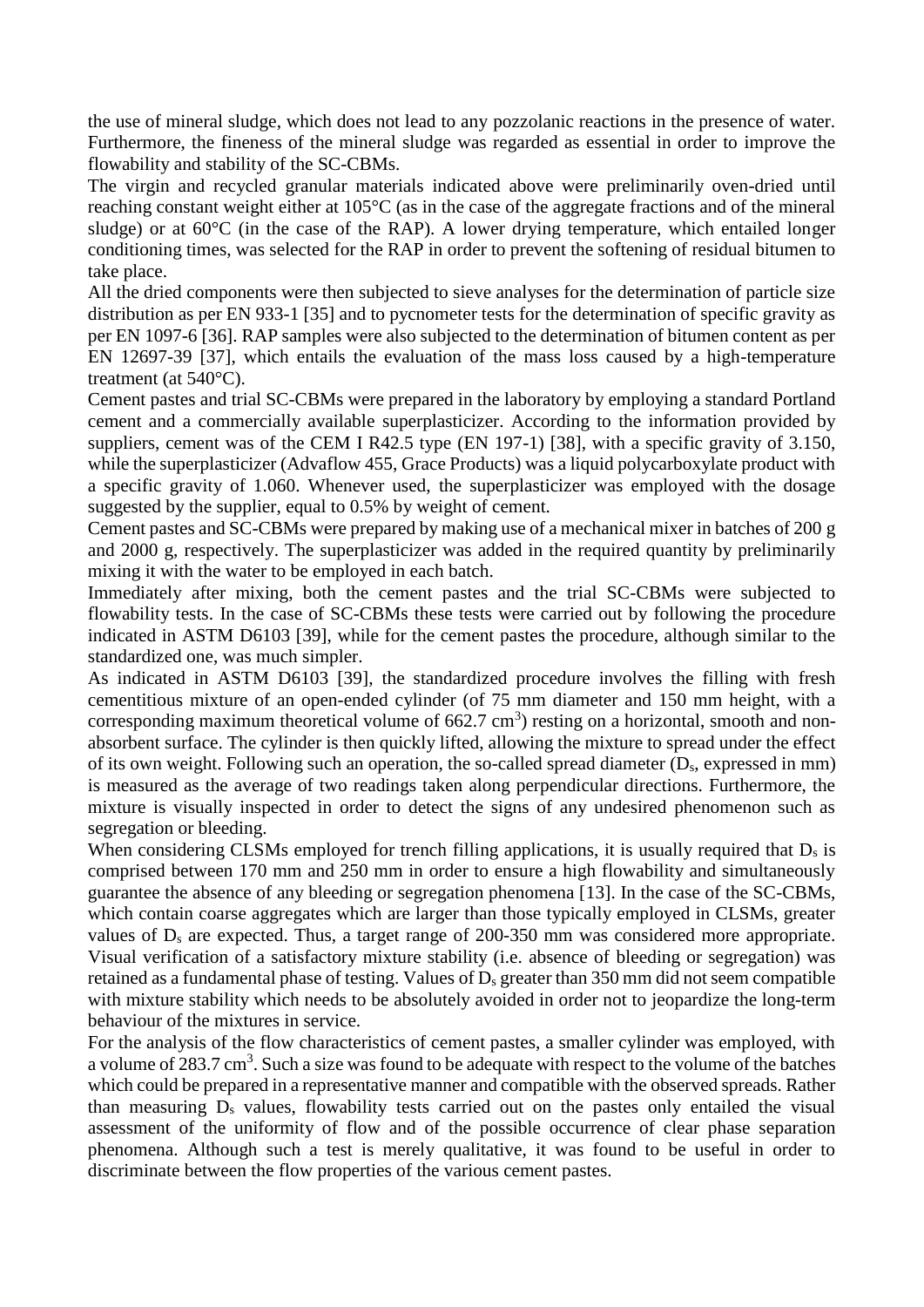the use of mineral sludge, which does not lead to any pozzolanic reactions in the presence of water. Furthermore, the fineness of the mineral sludge was regarded as essential in order to improve the flowability and stability of the SC-CBMs.

The virgin and recycled granular materials indicated above were preliminarily oven-dried until reaching constant weight either at 105°C (as in the case of the aggregate fractions and of the mineral sludge) or at 60°C (in the case of the RAP). A lower drying temperature, which entailed longer conditioning times, was selected for the RAP in order to prevent the softening of residual bitumen to take place.

All the dried components were then subjected to sieve analyses for the determination of particle size distribution as per EN 933-1 [35] and to pycnometer tests for the determination of specific gravity as per EN 1097-6 [36]. RAP samples were also subjected to the determination of bitumen content as per EN 12697-39 [37], which entails the evaluation of the mass loss caused by a high-temperature treatment (at 540°C).

Cement pastes and trial SC-CBMs were prepared in the laboratory by employing a standard Portland cement and a commercially available superplasticizer. According to the information provided by suppliers, cement was of the CEM I R42.5 type (EN 197-1) [38], with a specific gravity of 3.150, while the superplasticizer (Advaflow 455, Grace Products) was a liquid polycarboxylate product with a specific gravity of 1.060. Whenever used, the superplasticizer was employed with the dosage suggested by the supplier, equal to 0.5% by weight of cement.

Cement pastes and SC-CBMs were prepared by making use of a mechanical mixer in batches of 200 g and 2000 g, respectively. The superplasticizer was added in the required quantity by preliminarily mixing it with the water to be employed in each batch.

Immediately after mixing, both the cement pastes and the trial SC-CBMs were subjected to flowability tests. In the case of SC-CBMs these tests were carried out by following the procedure indicated in ASTM D6103 [39], while for the cement pastes the procedure, although similar to the standardized one, was much simpler.

As indicated in ASTM D6103 [39], the standardized procedure involves the filling with fresh cementitious mixture of an open-ended cylinder (of 75 mm diameter and 150 mm height, with a corresponding maximum theoretical volume of 662.7 $cm^3$) resting on a horizontal, smooth and non-absorbent surface. The cylinder is then quickly lifted, allowing the mixture to spread under the effect of its own weight. Following such an operation, the so-called spread diameter ($D_s$, expressed in mm) is measured as the average of two readings taken along perpendicular directions. Furthermore, the mixture is visually inspected in order to detect the signs of any undesired phenomenon such as segregation or bleeding.

When considering CLSMs employed for trench filling applications, it is usually required that $D_s$ is comprised between 170 mm and 250 mm in order to ensure a high flowability and simultaneously guarantee the absence of any bleeding or segregation phenomena [13]. In the case of the SC-CBMs, which contain coarse aggregates which are larger than those typically employed in CLSMs, greater values of $D_s$ are expected. Thus, a target range of 200-350 mm was considered more appropriate. Visual verification of a satisfactory mixture stability (i.e. absence of bleeding or segregation) was retained as a fundamental phase of testing. Values of $D_s$ greater than 350 mm did not seem compatible with mixture stability which needs to be absolutely avoided in order not to jeopardize the long-term behaviour of the mixtures in service.

For the analysis of the flow characteristics of cement pastes, a smaller cylinder was employed, with a volume of 283.7 $cm^3$. Such a size was found to be adequate with respect to the volume of the batches which could be prepared in a representative manner and compatible with the observed spreads. Rather than measuring $D_s$ values, flowability tests carried out on the pastes only entailed the visual assessment of the uniformity of flow and of the possible occurrence of clear phase separation phenomena. Although such a test is merely qualitative, it was found to be useful in order to discriminate between the flow properties of the various cement pastes.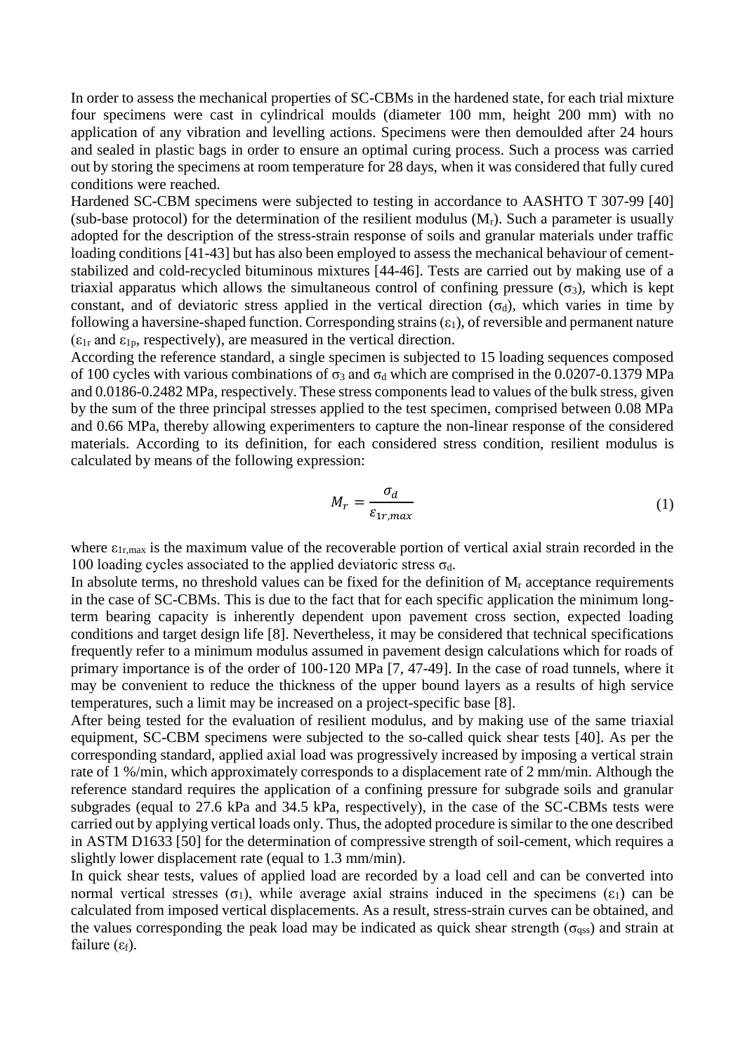In order to assess the mechanical properties of SC-CBMs in the hardened state, for each trial mixture four specimens were cast in cylindrical moulds (diameter 100 mm, height 200 mm) with no application of any vibration and levelling actions. Specimens were then demoulded after 24 hours and sealed in plastic bags in order to ensure an optimal curing process. Such a process was carried out by storing the specimens at room temperature for 28 days, when it was considered that fully cured conditions were reached.

Hardened SC-CBM specimens were subjected to testing in accordance to AASHTO T 307-99 [40] (sub-base protocol) for the determination of the resilient modulus ($M_r$). Such a parameter is usually adopted for the description of the stress-strain response of soils and granular materials under traffic loading conditions [41-43] but has also been employed to assess the mechanical behaviour of cement-stabilized and cold-recycled bituminous mixtures [44-46]. Tests are carried out by making use of a triaxial apparatus which allows the simultaneous control of confining pressure ($\sigma_3$), which is kept constant, and of deviatoric stress applied in the vertical direction ($\sigma_d$), which varies in time by following a haversine-shaped function. Corresponding strains ($\varepsilon_1$), of reversible and permanent nature ($\varepsilon_{1r}$ and $\varepsilon_{1p}$, respectively), are measured in the vertical direction.

According the reference standard, a single specimen is subjected to 15 loading sequences composed of 100 cycles with various combinations of $\sigma_3$ and $\sigma_d$ which are comprised in the 0.0207-0.1379 MPa and 0.0186-0.2482 MPa, respectively. These stress components lead to values of the bulk stress, given by the sum of the three principal stresses applied to the test specimen, comprised between 0.08 MPa and 0.66 MPa, thereby allowing experimenters to capture the non-linear response of the considered materials. According to its definition, for each considered stress condition, resilient modulus is calculated by means of the following expression:

$$M_r = \frac{\sigma_d}{\varepsilon_{1r,max}} \tag{1}$$

where $\varepsilon_{1r,max}$ is the maximum value of the recoverable portion of vertical axial strain recorded in the 100 loading cycles associated to the applied deviatoric stress $\sigma_d$.

In absolute terms, no threshold values can be fixed for the definition of $M_r$ acceptance requirements in the case of SC-CBMs. This is due to the fact that for each specific application the minimum long-term bearing capacity is inherently dependent upon pavement cross section, expected loading conditions and target design life [8]. Nevertheless, it may be considered that technical specifications frequently refer to a minimum modulus assumed in pavement design calculations which for roads of primary importance is of the order of 100-120 MPa [7, 47-49]. In the case of road tunnels, where it may be convenient to reduce the thickness of the upper bound layers as a results of high service temperatures, such a limit may be increased on a project-specific base [8].

After being tested for the evaluation of resilient modulus, and by making use of the same triaxial equipment, SC-CBM specimens were subjected to the so-called quick shear tests [40]. As per the corresponding standard, applied axial load was progressively increased by imposing a vertical strain rate of 1 %/min, which approximately corresponds to a displacement rate of 2 mm/min. Although the reference standard requires the application of a confining pressure for subgrade soils and granular subgrades (equal to 27.6 kPa and 34.5 kPa, respectively), in the case of the SC-CBMs tests were carried out by applying vertical loads only. Thus, the adopted procedure is similar to the one described in ASTM D1633 [50] for the determination of compressive strength of soil-cement, which requires a slightly lower displacement rate (equal to 1.3 mm/min).

In quick shear tests, values of applied load are recorded by a load cell and can be converted into normal vertical stresses ($\sigma_1$), while average axial strains induced in the specimens ($\varepsilon_1$) can be calculated from imposed vertical displacements. As a result, stress-strain curves can be obtained, and the values corresponding the peak load may be indicated as quick shear strength ($\sigma_{qss}$) and strain at failure ($\varepsilon_f$).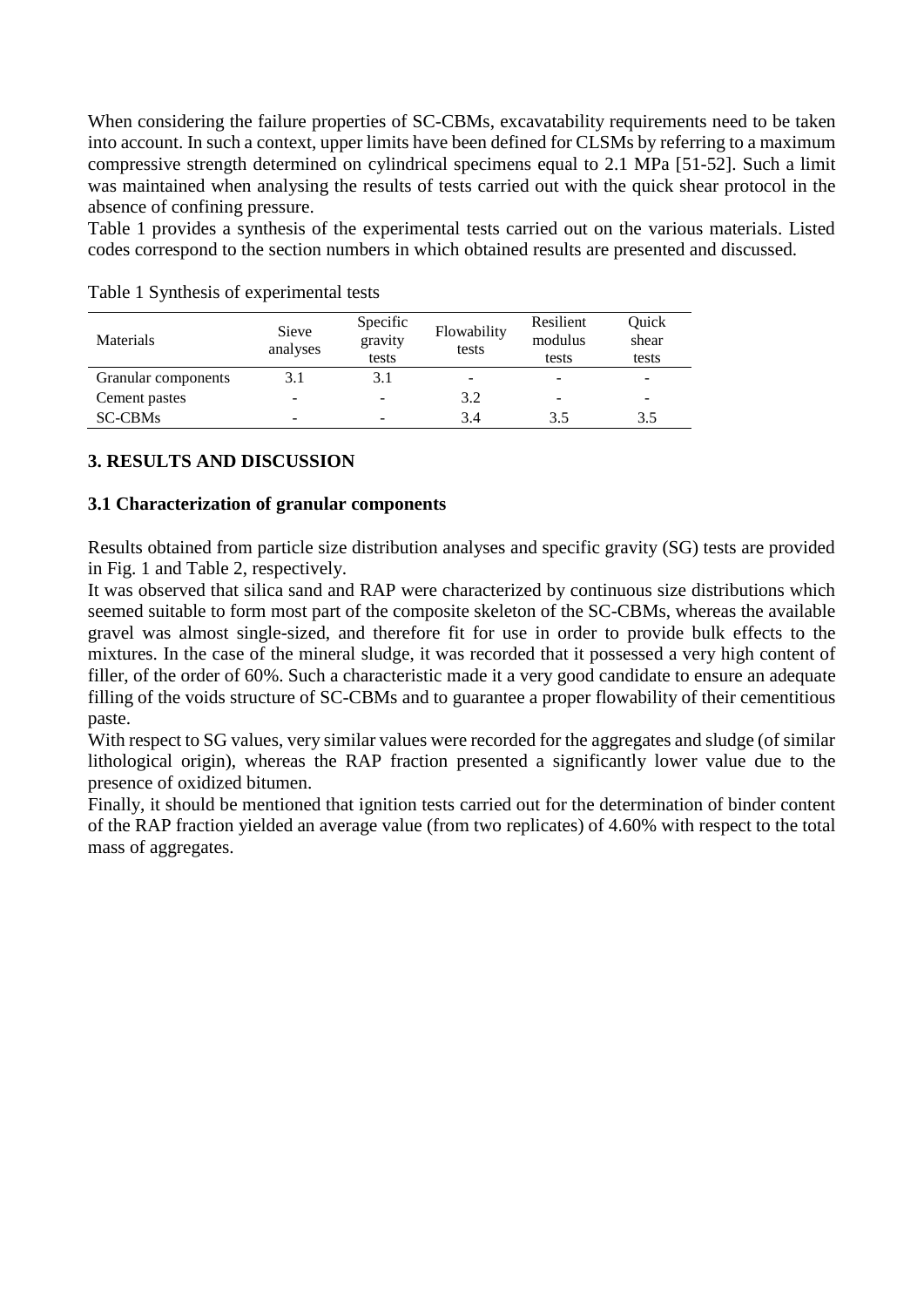When considering the failure properties of SC-CBMs, excavatability requirements need to be taken into account. In such a context, upper limits have been defined for CLSMs by referring to a maximum compressive strength determined on cylindrical specimens equal to 2.1 MPa [51-52]. Such a limit was maintained when analysing the results of tests carried out with the quick shear protocol in the absence of confining pressure.

Table 1 provides a synthesis of the experimental tests carried out on the various materials. Listed codes correspond to the section numbers in which obtained results are presented and discussed.

Table 1 Synthesis of experimental tests

| Materials | Sieve analyses | Specific gravity tests | Flowability tests | Resilient modulus tests | Quick shear tests |
|---|---|---|---|---|---|
| Granular components | 3.1 | 3.1 | - | - | - |
| Cement pastes | - | - | 3.2 | - | - |
| SC-CBMs | - | - | 3.4 | 3.5 | 3.5 |

## 3. RESULTS AND DISCUSSION

### 3.1 Characterization of granular components

Results obtained from particle size distribution analyses and specific gravity (SG) tests are provided in Fig. 1 and Table 2, respectively.

It was observed that silica sand and RAP were characterized by continuous size distributions which seemed suitable to form most part of the composite skeleton of the SC-CBMs, whereas the available gravel was almost single-sized, and therefore fit for use in order to provide bulk effects to the mixtures. In the case of the mineral sludge, it was recorded that it possessed a very high content of filler, of the order of 60%. Such a characteristic made it a very good candidate to ensure an adequate filling of the voids structure of SC-CBMs and to guarantee a proper flowability of their cementitious paste.

With respect to SG values, very similar values were recorded for the aggregates and sludge (of similar lithological origin), whereas the RAP fraction presented a significantly lower value due to the presence of oxidized bitumen.

Finally, it should be mentioned that ignition tests carried out for the determination of binder content of the RAP fraction yielded an average value (from two replicates) of 4.60% with respect to the total mass of aggregates.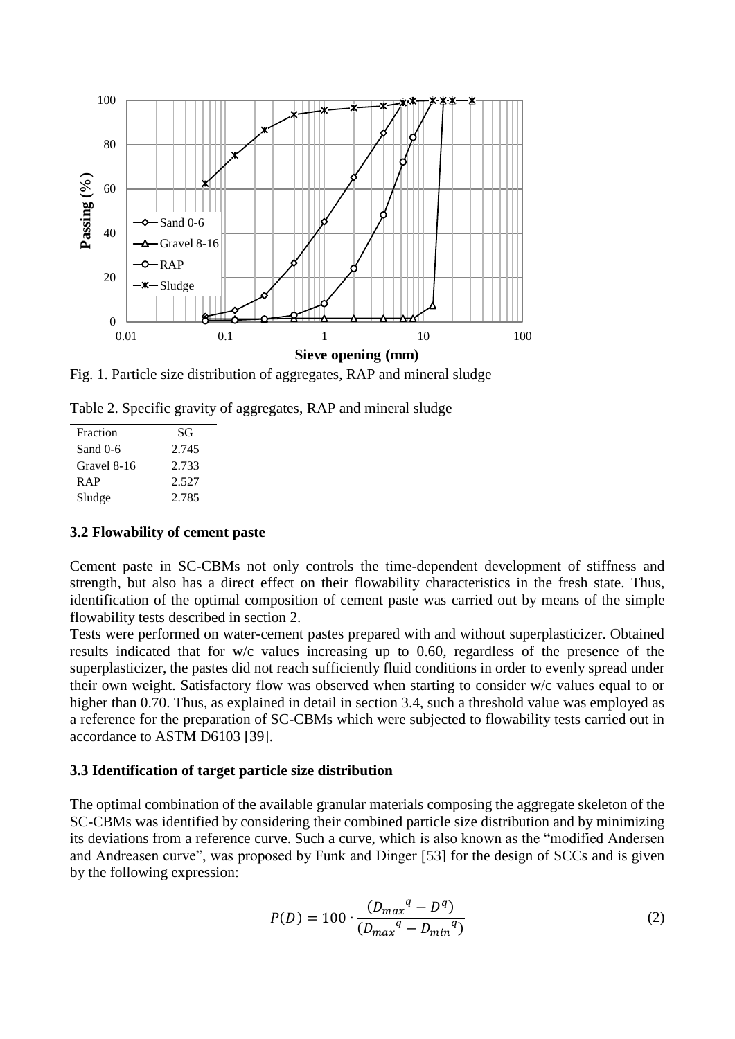Fig. 1. Particle size distribution of aggregates, RAP and mineral sludge

Table 2. Specific gravity of aggregates, RAP and mineral sludge

| Fraction | SG |
|---|---|
| Sand 0-6 | 2.745 |
| Gravel 8-16 | 2.733 |
| RAP | 2.527 |
| Sludge | 2.785 |

### 3.2 Flowability of cement paste

Cement paste in SC-CBMs not only controls the time-dependent development of stiffness and strength, but also has a direct effect on their flowability characteristics in the fresh state. Thus, identification of the optimal composition of cement paste was carried out by means of the simple flowability tests described in section 2.

Tests were performed on water-cement pastes prepared with and without superplasticizer. Obtained results indicated that for w/c values increasing up to 0.60, regardless of the presence of the superplasticizer, the pastes did not reach sufficiently fluid conditions in order to evenly spread under their own weight. Satisfactory flow was observed when starting to consider w/c values equal to or higher than 0.70. Thus, as explained in detail in section 3.4, such a threshold value was employed as a reference for the preparation of SC-CBMs which were subjected to flowability tests carried out in accordance to ASTM D6103 [39].

### 3.3 Identification of target particle size distribution

The optimal combination of the available granular materials composing the aggregate skeleton of the SC-CBMs was identified by considering their combined particle size distribution and by minimizing its deviations from a reference curve. Such a curve, which is also known as the "modified Andersen and Andreasen curve", was proposed by Funk and Dinger [53] for the design of SCCs and is given by the following expression:

$$P(D) = 100 \cdot \frac{(D_{max}{}^{q} - D^{q})}{(D_{max}{}^{q} - D_{min}{}^{q})} \quad (2)$$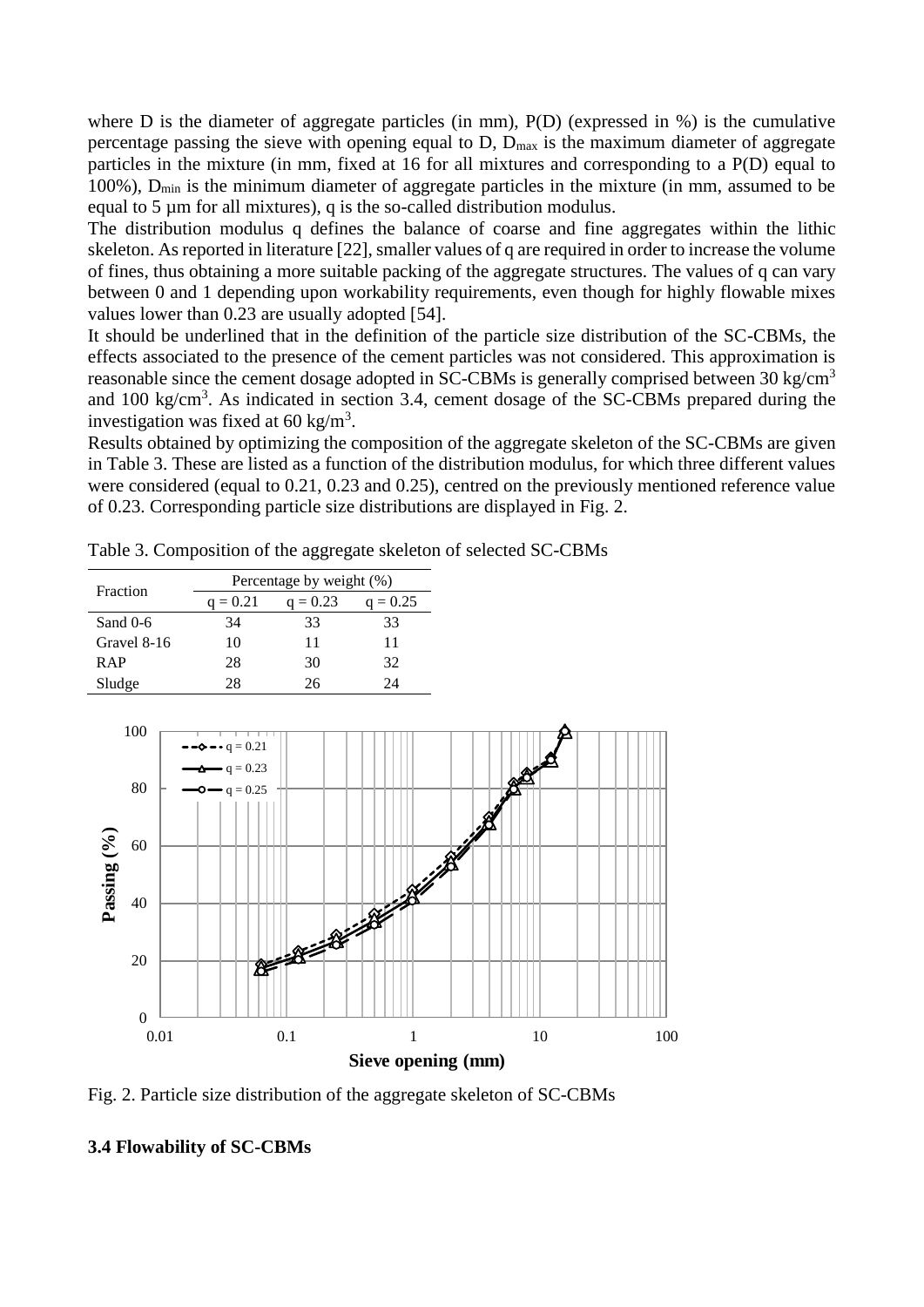where D is the diameter of aggregate particles (in mm), P(D) (expressed in %) is the cumulative percentage passing the sieve with opening equal to D, $D_{max}$ is the maximum diameter of aggregate particles in the mixture (in mm, fixed at 16 for all mixtures and corresponding to a P(D) equal to 100%), $D_{min}$ is the minimum diameter of aggregate particles in the mixture (in mm, assumed to be equal to 5 µm for all mixtures), q is the so-called distribution modulus.

The distribution modulus q defines the balance of coarse and fine aggregates within the lithic skeleton. As reported in literature [22], smaller values of q are required in order to increase the volume of fines, thus obtaining a more suitable packing of the aggregate structures. The values of q can vary between 0 and 1 depending upon workability requirements, even though for highly flowable mixes values lower than 0.23 are usually adopted [54].

It should be underlined that in the definition of the particle size distribution of the SC-CBMs, the effects associated to the presence of the cement particles was not considered. This approximation is reasonable since the cement dosage adopted in SC-CBMs is generally comprised between 30 kg/cm$^3$ and 100 kg/cm$^3$. As indicated in section 3.4, cement dosage of the SC-CBMs prepared during the investigation was fixed at 60 kg/m$^3$.

Results obtained by optimizing the composition of the aggregate skeleton of the SC-CBMs are given in Table 3. These are listed as a function of the distribution modulus, for which three different values were considered (equal to 0.21, 0.23 and 0.25), centred on the previously mentioned reference value of 0.23. Corresponding particle size distributions are displayed in Fig. 2.

Table 3. Composition of the aggregate skeleton of selected SC-CBMs

| Fraction | Percentage by weight (%) | | |
|---|---|---|---|
| | q = 0.21 | q = 0.23 | q = 0.25 |
| Sand 0-6 | 34 | 33 | 33 |
| Gravel 8-16 | 10 | 11 | 11 |
| RAP | 28 | 30 | 32 |
| Sludge | 28 | 26 | 24 |

Fig. 2. Particle size distribution of the aggregate skeleton of SC-CBMs

### 3.4 Flowability of SC-CBMs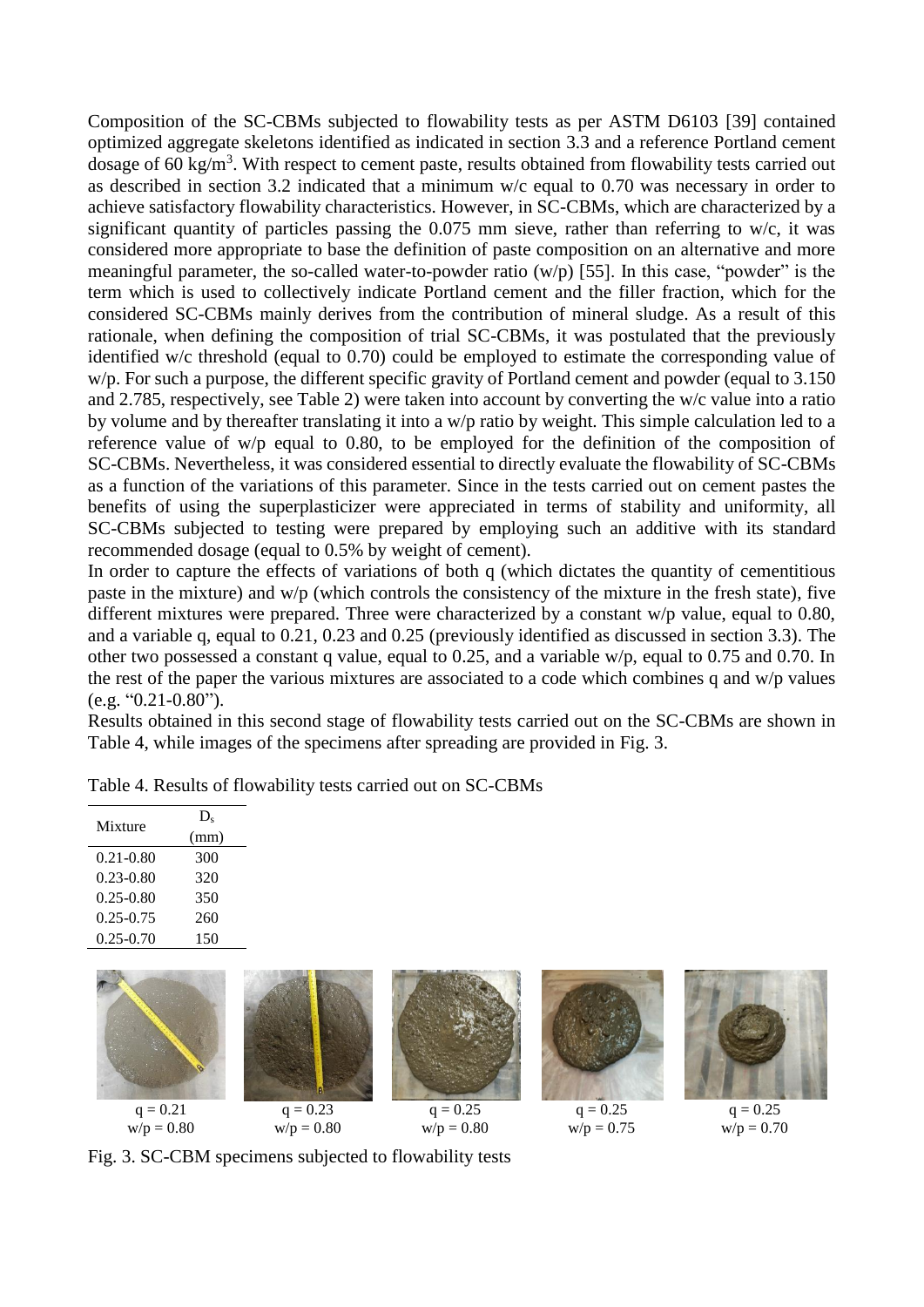Composition of the SC-CBMs subjected to flowability tests as per ASTM D6103 [39] contained optimized aggregate skeletons identified as indicated in section 3.3 and a reference Portland cement dosage of 60 kg/m$^3$. With respect to cement paste, results obtained from flowability tests carried out as described in section 3.2 indicated that a minimum w/c equal to 0.70 was necessary in order to achieve satisfactory flowability characteristics. However, in SC-CBMs, which are characterized by a significant quantity of particles passing the 0.075 mm sieve, rather than referring to w/c, it was considered more appropriate to base the definition of paste composition on an alternative and more meaningful parameter, the so-called water-to-powder ratio (w/p) [55]. In this case, "powder" is the term which is used to collectively indicate Portland cement and the filler fraction, which for the considered SC-CBMs mainly derives from the contribution of mineral sludge. As a result of this rationale, when defining the composition of trial SC-CBMs, it was postulated that the previously identified w/c threshold (equal to 0.70) could be employed to estimate the corresponding value of w/p. For such a purpose, the different specific gravity of Portland cement and powder (equal to 3.150 and 2.785, respectively, see Table 2) were taken into account by converting the w/c value into a ratio by volume and by thereafter translating it into a w/p ratio by weight. This simple calculation led to a reference value of w/p equal to 0.80, to be employed for the definition of the composition of SC-CBMs. Nevertheless, it was considered essential to directly evaluate the flowability of SC-CBMs as a function of the variations of this parameter. Since in the tests carried out on cement pastes the benefits of using the superplasticizer were appreciated in terms of stability and uniformity, all SC-CBMs subjected to testing were prepared by employing such an additive with its standard recommended dosage (equal to 0.5% by weight of cement).

In order to capture the effects of variations of both q (which dictates the quantity of cementitious paste in the mixture) and w/p (which controls the consistency of the mixture in the fresh state), five different mixtures were prepared. Three were characterized by a constant w/p value, equal to 0.80, and a variable q, equal to 0.21, 0.23 and 0.25 (previously identified as discussed in section 3.3). The other two possessed a constant q value, equal to 0.25, and a variable w/p, equal to 0.75 and 0.70. In the rest of the paper the various mixtures are associated to a code which combines q and w/p values (e.g. "0.21-0.80").

Results obtained in this second stage of flowability tests carried out on the SC-CBMs are shown in Table 4, while images of the specimens after spreading are provided in Fig. 3.

Table 4. Results of flowability tests carried out on SC-CBMs

| Mixture | $D_s$ (mm) |
|---|---|
| 0.21-0.80 | 300 |
| 0.23-0.80 | 320 |
| 0.25-0.80 | 350 |
| 0.25-0.75 | 260 |
| 0.25-0.70 | 150 |

q = 0.21, w/p = 0.80 | q = 0.23, w/p = 0.80 | q = 0.25, w/p = 0.80 | q = 0.25, w/p = 0.75 | q = 0.25, w/p = 0.70

Fig. 3. SC-CBM specimens subjected to flowability tests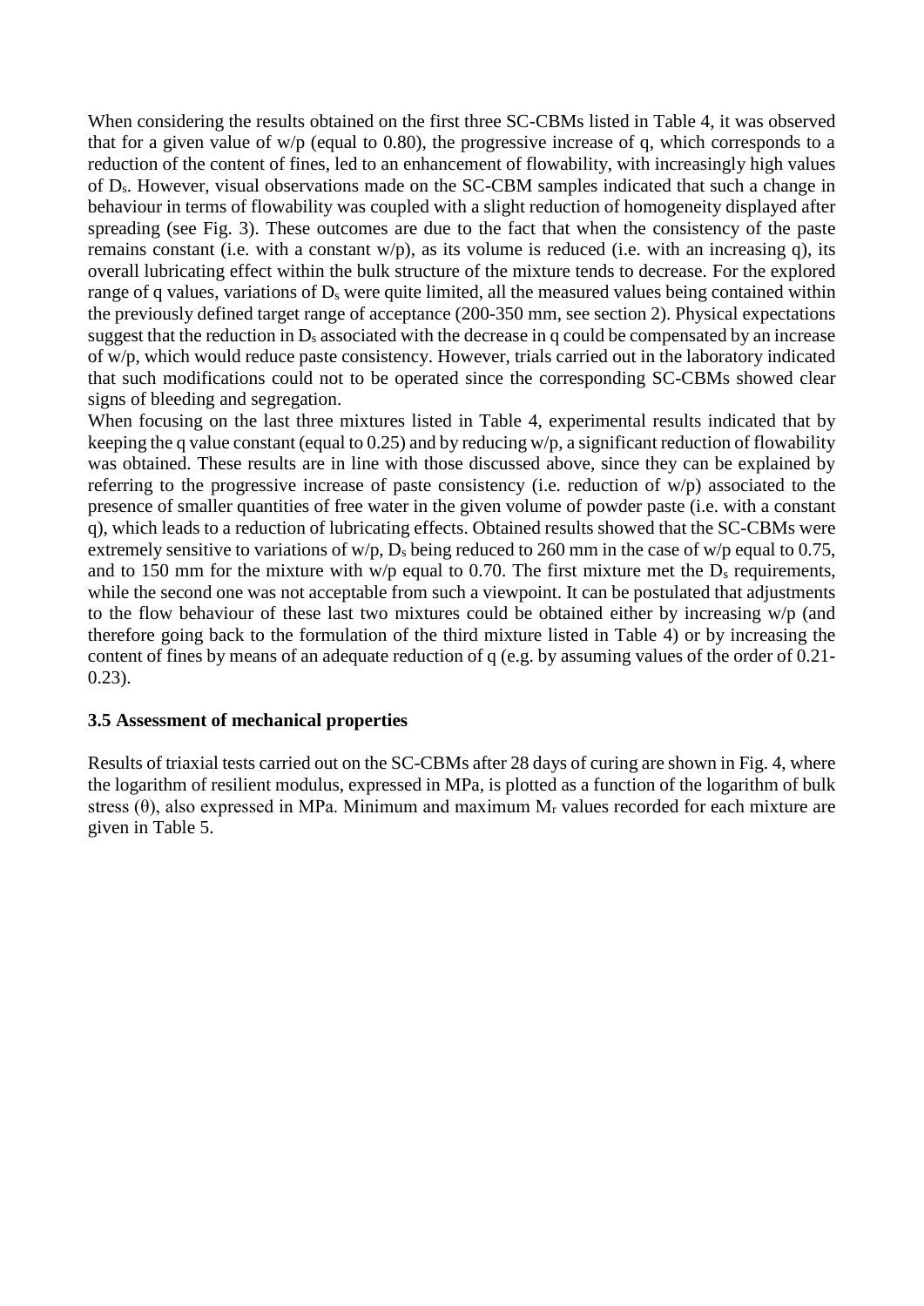When considering the results obtained on the first three SC-CBMs listed in Table 4, it was observed that for a given value of w/p (equal to 0.80), the progressive increase of q, which corresponds to a reduction of the content of fines, led to an enhancement of flowability, with increasingly high values of $D_s$. However, visual observations made on the SC-CBM samples indicated that such a change in behaviour in terms of flowability was coupled with a slight reduction of homogeneity displayed after spreading (see Fig. 3). These outcomes are due to the fact that when the consistency of the paste remains constant (i.e. with a constant w/p), as its volume is reduced (i.e. with an increasing q), its overall lubricating effect within the bulk structure of the mixture tends to decrease. For the explored range of q values, variations of $D_s$ were quite limited, all the measured values being contained within the previously defined target range of acceptance (200-350 mm, see section 2). Physical expectations suggest that the reduction in $D_s$ associated with the decrease in q could be compensated by an increase of w/p, which would reduce paste consistency. However, trials carried out in the laboratory indicated that such modifications could not to be operated since the corresponding SC-CBMs showed clear signs of bleeding and segregation.

When focusing on the last three mixtures listed in Table 4, experimental results indicated that by keeping the q value constant (equal to 0.25) and by reducing w/p, a significant reduction of flowability was obtained. These results are in line with those discussed above, since they can be explained by referring to the progressive increase of paste consistency (i.e. reduction of w/p) associated to the presence of smaller quantities of free water in the given volume of powder paste (i.e. with a constant q), which leads to a reduction of lubricating effects. Obtained results showed that the SC-CBMs were extremely sensitive to variations of w/p, $D_s$ being reduced to 260 mm in the case of w/p equal to 0.75, and to 150 mm for the mixture with w/p equal to 0.70. The first mixture met the $D_s$ requirements, while the second one was not acceptable from such a viewpoint. It can be postulated that adjustments to the flow behaviour of these last two mixtures could be obtained either by increasing w/p (and therefore going back to the formulation of the third mixture listed in Table 4) or by increasing the content of fines by means of an adequate reduction of q (e.g. by assuming values of the order of 0.21-0.23).

### 3.5 Assessment of mechanical properties

Results of triaxial tests carried out on the SC-CBMs after 28 days of curing are shown in Fig. 4, where the logarithm of resilient modulus, expressed in MPa, is plotted as a function of the logarithm of bulk stress ($\theta$), also expressed in MPa. Minimum and maximum $M_r$ values recorded for each mixture are given in Table 5.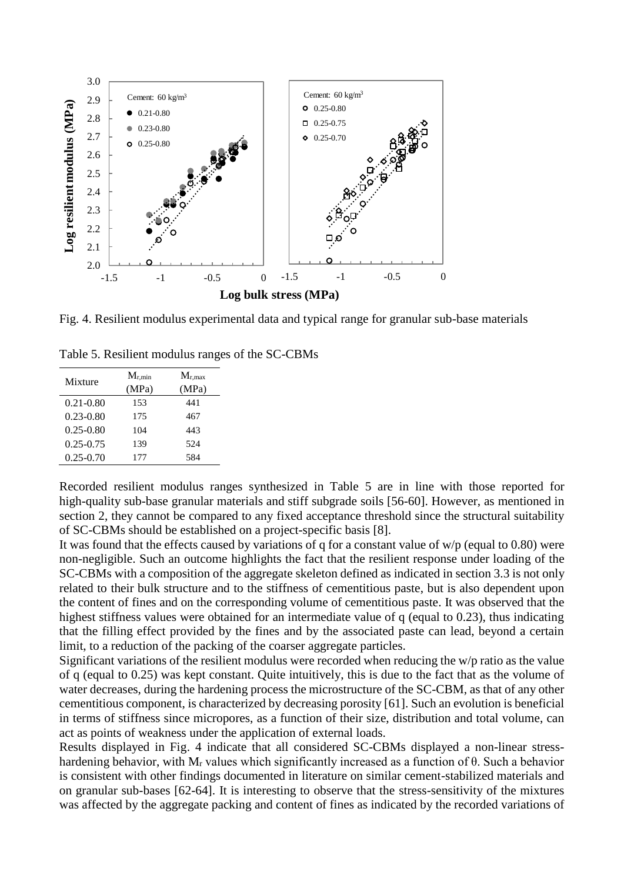Fig. 4. Resilient modulus experimental data and typical range for granular sub-base materials

Table 5. Resilient modulus ranges of the SC-CBMs

| Mixture | $M_{r,min}$ (MPa) | $M_{r,max}$ (MPa) |
|---|---|---|
| 0.21-0.80 | 153 | 441 |
| 0.23-0.80 | 175 | 467 |
| 0.25-0.80 | 104 | 443 |
| 0.25-0.75 | 139 | 524 |
| 0.25-0.70 | 177 | 584 |

Recorded resilient modulus ranges synthesized in Table 5 are in line with those reported for high-quality sub-base granular materials and stiff subgrade soils [56-60]. However, as mentioned in section 2, they cannot be compared to any fixed acceptance threshold since the structural suitability of SC-CBMs should be established on a project-specific basis [8].

It was found that the effects caused by variations of q for a constant value of w/p (equal to 0.80) were non-negligible. Such an outcome highlights the fact that the resilient response under loading of the SC-CBMs with a composition of the aggregate skeleton defined as indicated in section 3.3 is not only related to their bulk structure and to the stiffness of cementitious paste, but is also dependent upon the content of fines and on the corresponding volume of cementitious paste. It was observed that the highest stiffness values were obtained for an intermediate value of q (equal to 0.23), thus indicating that the filling effect provided by the fines and by the associated paste can lead, beyond a certain limit, to a reduction of the packing of the coarser aggregate particles.

Significant variations of the resilient modulus were recorded when reducing the w/p ratio as the value of q (equal to 0.25) was kept constant. Quite intuitively, this is due to the fact that as the volume of water decreases, during the hardening process the microstructure of the SC-CBM, as that of any other cementitious component, is characterized by decreasing porosity [61]. Such an evolution is beneficial in terms of stiffness since micropores, as a function of their size, distribution and total volume, can act as points of weakness under the application of external loads.

Results displayed in Fig. 4 indicate that all considered SC-CBMs displayed a non-linear stress-hardening behavior, with $M_r$ values which significantly increased as a function of $\theta$. Such a behavior is consistent with other findings documented in literature on similar cement-stabilized materials and on granular sub-bases [62-64]. It is interesting to observe that the stress-sensitivity of the mixtures was affected by the aggregate packing and content of fines as indicated by the recorded variations of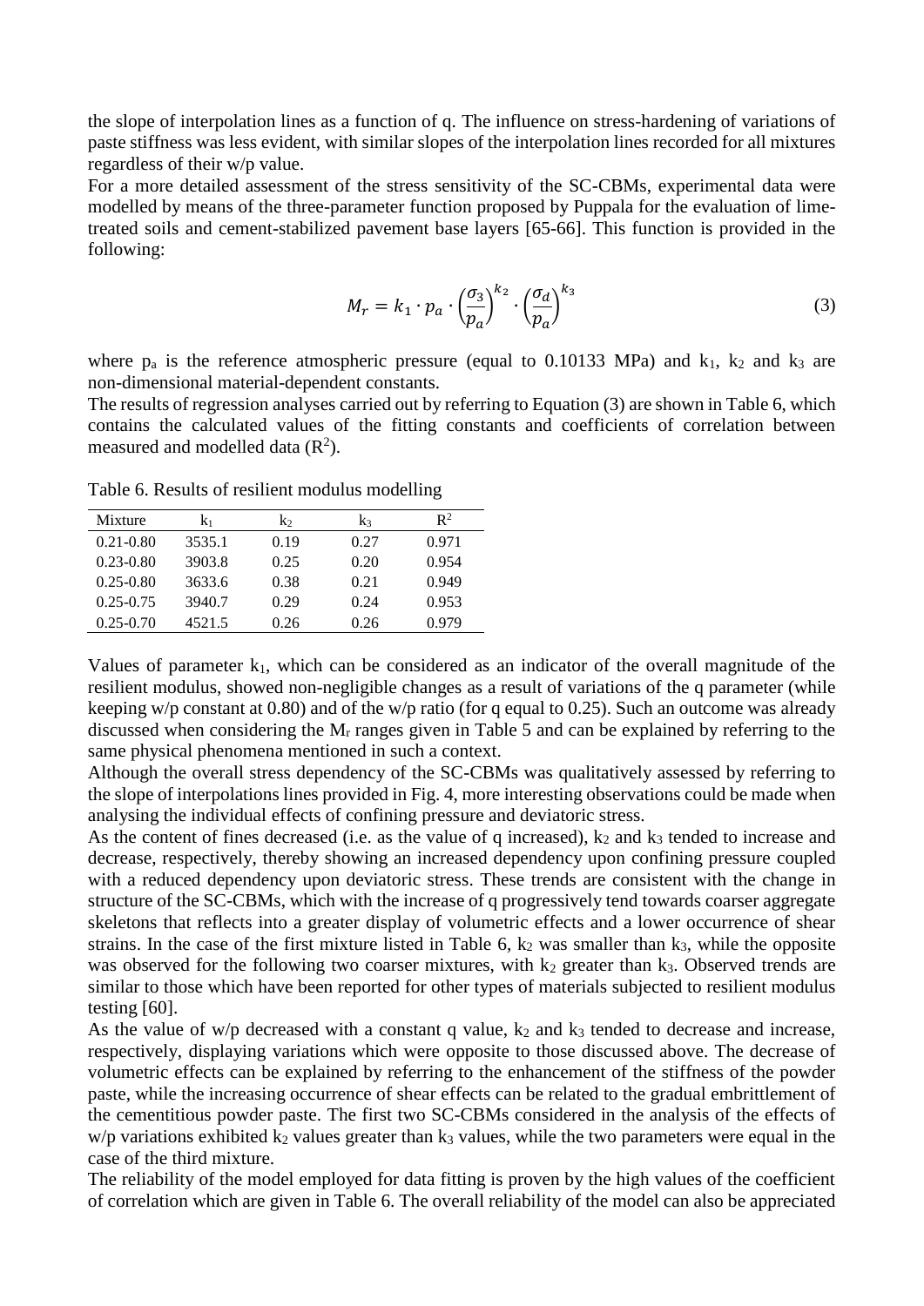the slope of interpolation lines as a function of q. The influence on stress-hardening of variations of paste stiffness was less evident, with similar slopes of the interpolation lines recorded for all mixtures regardless of their w/p value.

For a more detailed assessment of the stress sensitivity of the SC-CBMs, experimental data were modelled by means of the three-parameter function proposed by Puppala for the evaluation of lime-treated soils and cement-stabilized pavement base layers [65-66]. This function is provided in the following:

$$M_r = k_1 \cdot p_a \cdot \left(\frac{\sigma_3}{p_a}\right)^{k_2} \cdot \left(\frac{\sigma_d}{p_a}\right)^{k_3} \tag{3}$$

where $p_a$ is the reference atmospheric pressure (equal to 0.10133 MPa) and $k_1$, $k_2$ and $k_3$ are non-dimensional material-dependent constants.

The results of regression analyses carried out by referring to Equation (3) are shown in Table 6, which contains the calculated values of the fitting constants and coefficients of correlation between measured and modelled data ($R^2$).

Table 6. Results of resilient modulus modelling

| Mixture | $k_1$ | $k_2$ | $k_3$ | $R^2$ |
|---|---|---|---|---|
| 0.21-0.80 | 3535.1 | 0.19 | 0.27 | 0.971 |
| 0.23-0.80 | 3903.8 | 0.25 | 0.20 | 0.954 |
| 0.25-0.80 | 3633.6 | 0.38 | 0.21 | 0.949 |
| 0.25-0.75 | 3940.7 | 0.29 | 0.24 | 0.953 |
| 0.25-0.70 | 4521.5 | 0.26 | 0.26 | 0.979 |

Values of parameter $k_1$, which can be considered as an indicator of the overall magnitude of the resilient modulus, showed non-negligible changes as a result of variations of the q parameter (while keeping w/p constant at 0.80) and of the w/p ratio (for q equal to 0.25). Such an outcome was already discussed when considering the $M_r$ ranges given in Table 5 and can be explained by referring to the same physical phenomena mentioned in such a context.

Although the overall stress dependency of the SC-CBMs was qualitatively assessed by referring to the slope of interpolations lines provided in Fig. 4, more interesting observations could be made when analysing the individual effects of confining pressure and deviatoric stress.

As the content of fines decreased (i.e. as the value of q increased), $k_2$ and $k_3$ tended to increase and decrease, respectively, thereby showing an increased dependency upon confining pressure coupled with a reduced dependency upon deviatoric stress. These trends are consistent with the change in structure of the SC-CBMs, which with the increase of q progressively tend towards coarser aggregate skeletons that reflects into a greater display of volumetric effects and a lower occurrence of shear strains. In the case of the first mixture listed in Table 6, $k_2$ was smaller than $k_3$, while the opposite was observed for the following two coarser mixtures, with $k_2$ greater than $k_3$. Observed trends are similar to those which have been reported for other types of materials subjected to resilient modulus testing [60].

As the value of w/p decreased with a constant q value, $k_2$ and $k_3$ tended to decrease and increase, respectively, displaying variations which were opposite to those discussed above. The decrease of volumetric effects can be explained by referring to the enhancement of the stiffness of the powder paste, while the increasing occurrence of shear effects can be related to the gradual embrittlement of the cementitious powder paste. The first two SC-CBMs considered in the analysis of the effects of w/p variations exhibited $k_2$ values greater than $k_3$ values, while the two parameters were equal in the case of the third mixture.

The reliability of the model employed for data fitting is proven by the high values of the coefficient of correlation which are given in Table 6. The overall reliability of the model can also be appreciated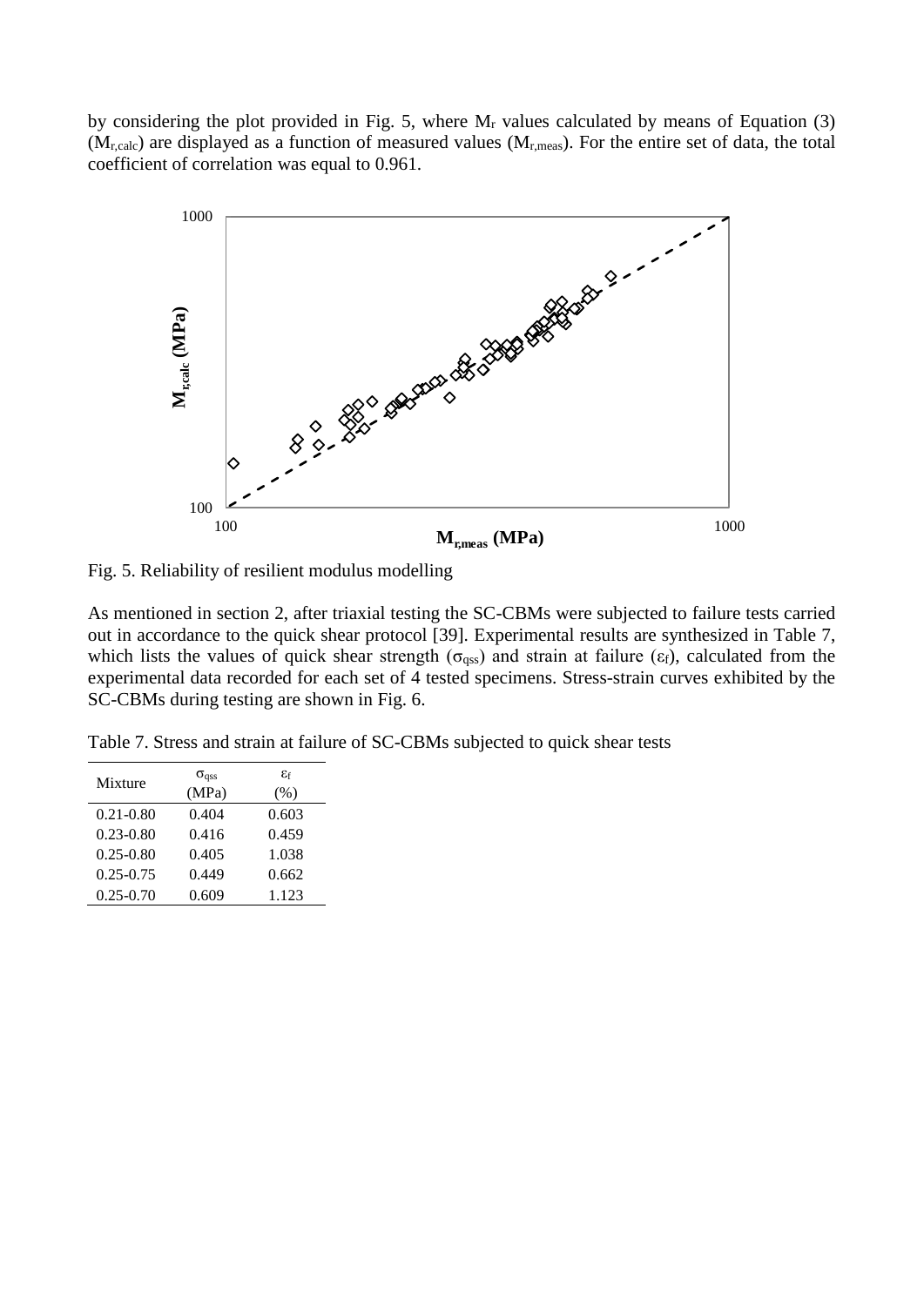by considering the plot provided in Fig. 5, where $M_r$ values calculated by means of Equation (3) ($M_{r,calc}$) are displayed as a function of measured values ($M_{r,meas}$). For the entire set of data, the total coefficient of correlation was equal to 0.961.

Fig. 5. Reliability of resilient modulus modelling

As mentioned in section 2, after triaxial testing the SC-CBMs were subjected to failure tests carried out in accordance to the quick shear protocol [39]. Experimental results are synthesized in Table 7, which lists the values of quick shear strength ($\sigma_{qss}$) and strain at failure ($\varepsilon_f$), calculated from the experimental data recorded for each set of 4 tested specimens. Stress-strain curves exhibited by the SC-CBMs during testing are shown in Fig. 6.

Table 7. Stress and strain at failure of SC-CBMs subjected to quick shear tests

| Mixture | $\sigma_{qss}$ (MPa) | $\varepsilon_f$ (%) |
|---|---|---|
| 0.21-0.80 | 0.404 | 0.603 |
| 0.23-0.80 | 0.416 | 0.459 |
| 0.25-0.80 | 0.405 | 1.038 |
| 0.25-0.75 | 0.449 | 0.662 |
| 0.25-0.70 | 0.609 | 1.123 |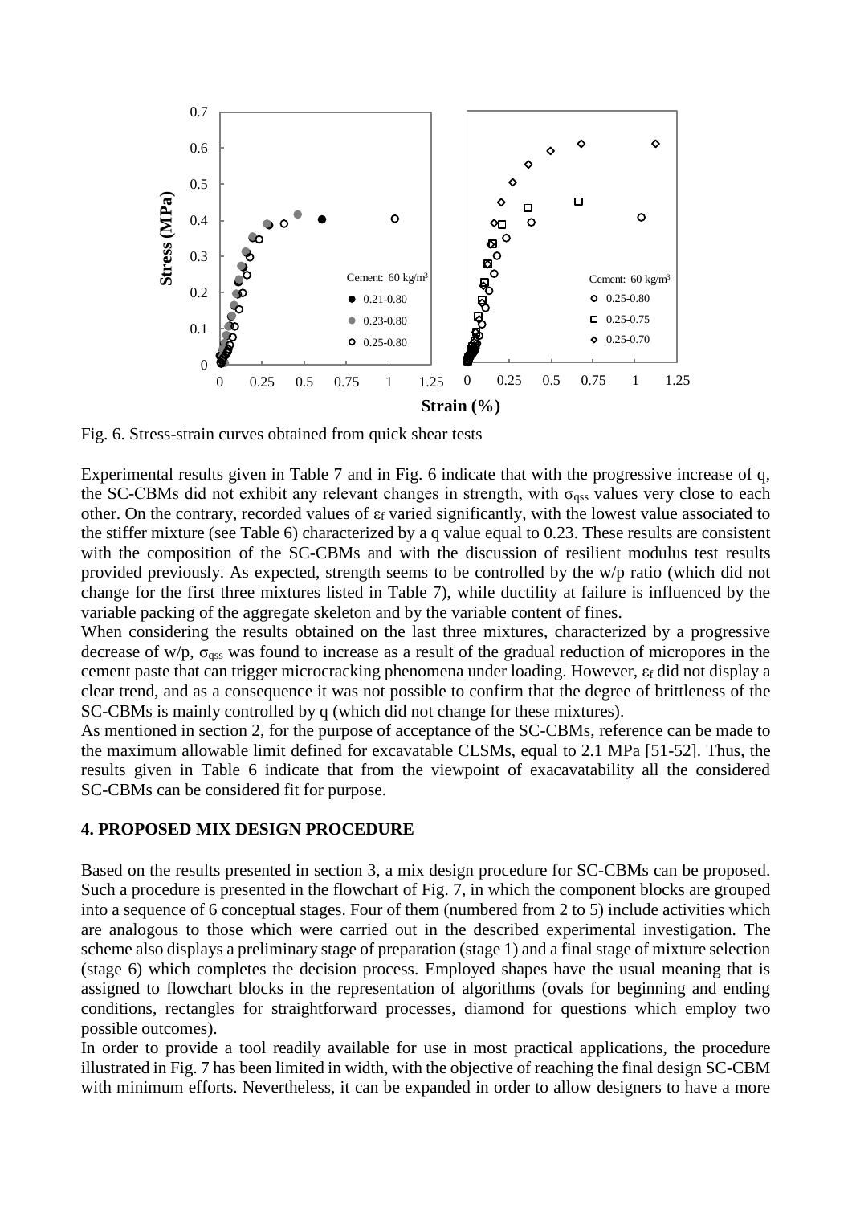Fig. 6. Stress-strain curves obtained from quick shear tests

Experimental results given in Table 7 and in Fig. 6 indicate that with the progressive increase of q, the SC-CBMs did not exhibit any relevant changes in strength, with $\sigma_{qss}$ values very close to each other. On the contrary, recorded values of $\varepsilon_f$ varied significantly, with the lowest value associated to the stiffer mixture (see Table 6) characterized by a q value equal to 0.23. These results are consistent with the composition of the SC-CBMs and with the discussion of resilient modulus test results provided previously. As expected, strength seems to be controlled by the w/p ratio (which did not change for the first three mixtures listed in Table 7), while ductility at failure is influenced by the variable packing of the aggregate skeleton and by the variable content of fines.

When considering the results obtained on the last three mixtures, characterized by a progressive decrease of w/p, $\sigma_{qss}$ was found to increase as a result of the gradual reduction of micropores in the cement paste that can trigger microcracking phenomena under loading. However, $\varepsilon_f$ did not display a clear trend, and as a consequence it was not possible to confirm that the degree of brittleness of the SC-CBMs is mainly controlled by q (which did not change for these mixtures).

As mentioned in section 2, for the purpose of acceptance of the SC-CBMs, reference can be made to the maximum allowable limit defined for excavatable CLSMs, equal to 2.1 MPa [51-52]. Thus, the results given in Table 6 indicate that from the viewpoint of exacavatability all the considered SC-CBMs can be considered fit for purpose.

## 4. PROPOSED MIX DESIGN PROCEDURE

Based on the results presented in section 3, a mix design procedure for SC-CBMs can be proposed. Such a procedure is presented in the flowchart of Fig. 7, in which the component blocks are grouped into a sequence of 6 conceptual stages. Four of them (numbered from 2 to 5) include activities which are analogous to those which were carried out in the described experimental investigation. The scheme also displays a preliminary stage of preparation (stage 1) and a final stage of mixture selection (stage 6) which completes the decision process. Employed shapes have the usual meaning that is assigned to flowchart blocks in the representation of algorithms (ovals for beginning and ending conditions, rectangles for straightforward processes, diamond for questions which employ two possible outcomes).

In order to provide a tool readily available for use in most practical applications, the procedure illustrated in Fig. 7 has been limited in width, with the objective of reaching the final design SC-CBM with minimum efforts. Nevertheless, it can be expanded in order to allow designers to have a more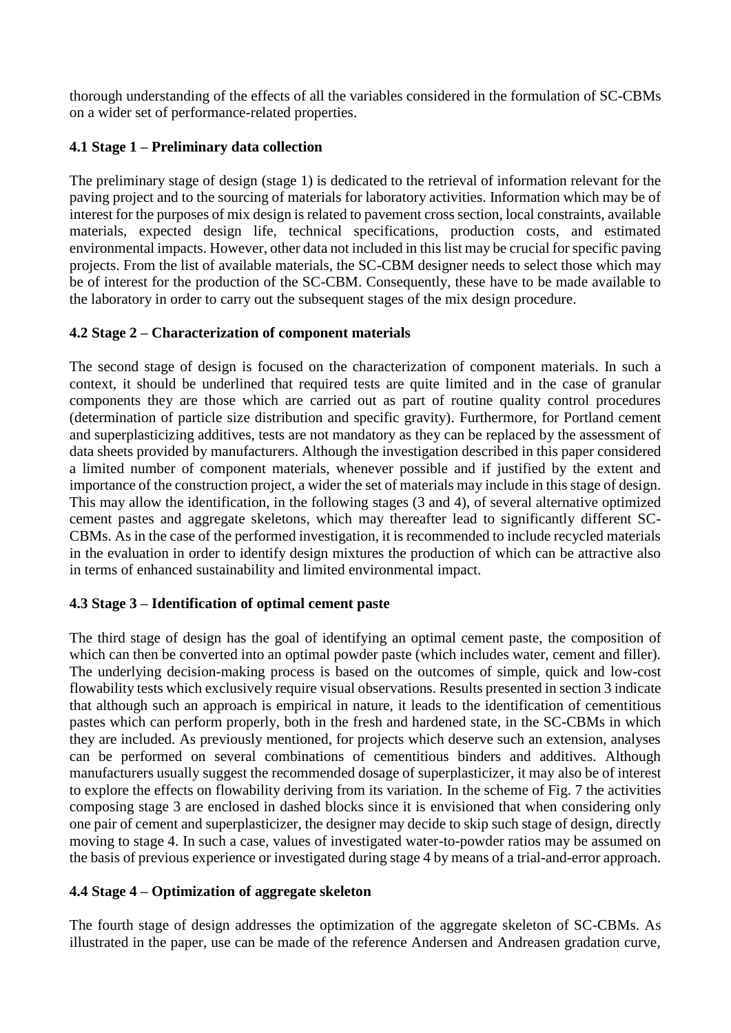thorough understanding of the effects of all the variables considered in the formulation of SC-CBMs on a wider set of performance-related properties.

### 4.1 Stage 1 – Preliminary data collection

The preliminary stage of design (stage 1) is dedicated to the retrieval of information relevant for the paving project and to the sourcing of materials for laboratory activities. Information which may be of interest for the purposes of mix design is related to pavement cross section, local constraints, available materials, expected design life, technical specifications, production costs, and estimated environmental impacts. However, other data not included in this list may be crucial for specific paving projects. From the list of available materials, the SC-CBM designer needs to select those which may be of interest for the production of the SC-CBM. Consequently, these have to be made available to the laboratory in order to carry out the subsequent stages of the mix design procedure.

### 4.2 Stage 2 – Characterization of component materials

The second stage of design is focused on the characterization of component materials. In such a context, it should be underlined that required tests are quite limited and in the case of granular components they are those which are carried out as part of routine quality control procedures (determination of particle size distribution and specific gravity). Furthermore, for Portland cement and superplasticizing additives, tests are not mandatory as they can be replaced by the assessment of data sheets provided by manufacturers. Although the investigation described in this paper considered a limited number of component materials, whenever possible and if justified by the extent and importance of the construction project, a wider the set of materials may include in this stage of design. This may allow the identification, in the following stages (3 and 4), of several alternative optimized cement pastes and aggregate skeletons, which may thereafter lead to significantly different SC-CBMs. As in the case of the performed investigation, it is recommended to include recycled materials in the evaluation in order to identify design mixtures the production of which can be attractive also in terms of enhanced sustainability and limited environmental impact.

### 4.3 Stage 3 – Identification of optimal cement paste

The third stage of design has the goal of identifying an optimal cement paste, the composition of which can then be converted into an optimal powder paste (which includes water, cement and filler). The underlying decision-making process is based on the outcomes of simple, quick and low-cost flowability tests which exclusively require visual observations. Results presented in section 3 indicate that although such an approach is empirical in nature, it leads to the identification of cementitious pastes which can perform properly, both in the fresh and hardened state, in the SC-CBMs in which they are included. As previously mentioned, for projects which deserve such an extension, analyses can be performed on several combinations of cementitious binders and additives. Although manufacturers usually suggest the recommended dosage of superplasticizer, it may also be of interest to explore the effects on flowability deriving from its variation. In the scheme of Fig. 7 the activities composing stage 3 are enclosed in dashed blocks since it is envisioned that when considering only one pair of cement and superplasticizer, the designer may decide to skip such stage of design, directly moving to stage 4. In such a case, values of investigated water-to-powder ratios may be assumed on the basis of previous experience or investigated during stage 4 by means of a trial-and-error approach.

### 4.4 Stage 4 – Optimization of aggregate skeleton

The fourth stage of design addresses the optimization of the aggregate skeleton of SC-CBMs. As illustrated in the paper, use can be made of the reference Andersen and Andreasen gradation curve,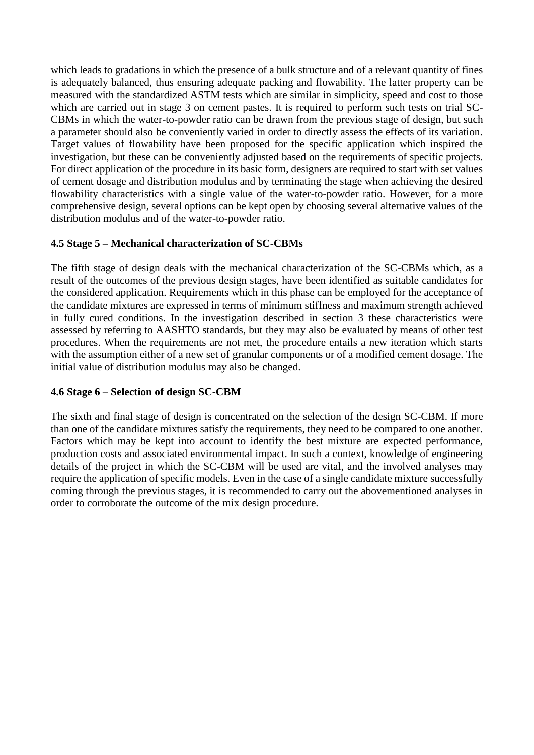which leads to gradations in which the presence of a bulk structure and of a relevant quantity of fines is adequately balanced, thus ensuring adequate packing and flowability. The latter property can be measured with the standardized ASTM tests which are similar in simplicity, speed and cost to those which are carried out in stage 3 on cement pastes. It is required to perform such tests on trial SC-CBMs in which the water-to-powder ratio can be drawn from the previous stage of design, but such a parameter should also be conveniently varied in order to directly assess the effects of its variation. Target values of flowability have been proposed for the specific application which inspired the investigation, but these can be conveniently adjusted based on the requirements of specific projects. For direct application of the procedure in its basic form, designers are required to start with set values of cement dosage and distribution modulus and by terminating the stage when achieving the desired flowability characteristics with a single value of the water-to-powder ratio. However, for a more comprehensive design, several options can be kept open by choosing several alternative values of the distribution modulus and of the water-to-powder ratio.

### 4.5 Stage 5 – Mechanical characterization of SC-CBMs

The fifth stage of design deals with the mechanical characterization of the SC-CBMs which, as a result of the outcomes of the previous design stages, have been identified as suitable candidates for the considered application. Requirements which in this phase can be employed for the acceptance of the candidate mixtures are expressed in terms of minimum stiffness and maximum strength achieved in fully cured conditions. In the investigation described in section 3 these characteristics were assessed by referring to AASHTO standards, but they may also be evaluated by means of other test procedures. When the requirements are not met, the procedure entails a new iteration which starts with the assumption either of a new set of granular components or of a modified cement dosage. The initial value of distribution modulus may also be changed.

### 4.6 Stage 6 – Selection of design SC-CBM

The sixth and final stage of design is concentrated on the selection of the design SC-CBM. If more than one of the candidate mixtures satisfy the requirements, they need to be compared to one another. Factors which may be kept into account to identify the best mixture are expected performance, production costs and associated environmental impact. In such a context, knowledge of engineering details of the project in which the SC-CBM will be used are vital, and the involved analyses may require the application of specific models. Even in the case of a single candidate mixture successfully coming through the previous stages, it is recommended to carry out the abovementioned analyses in order to corroborate the outcome of the mix design procedure.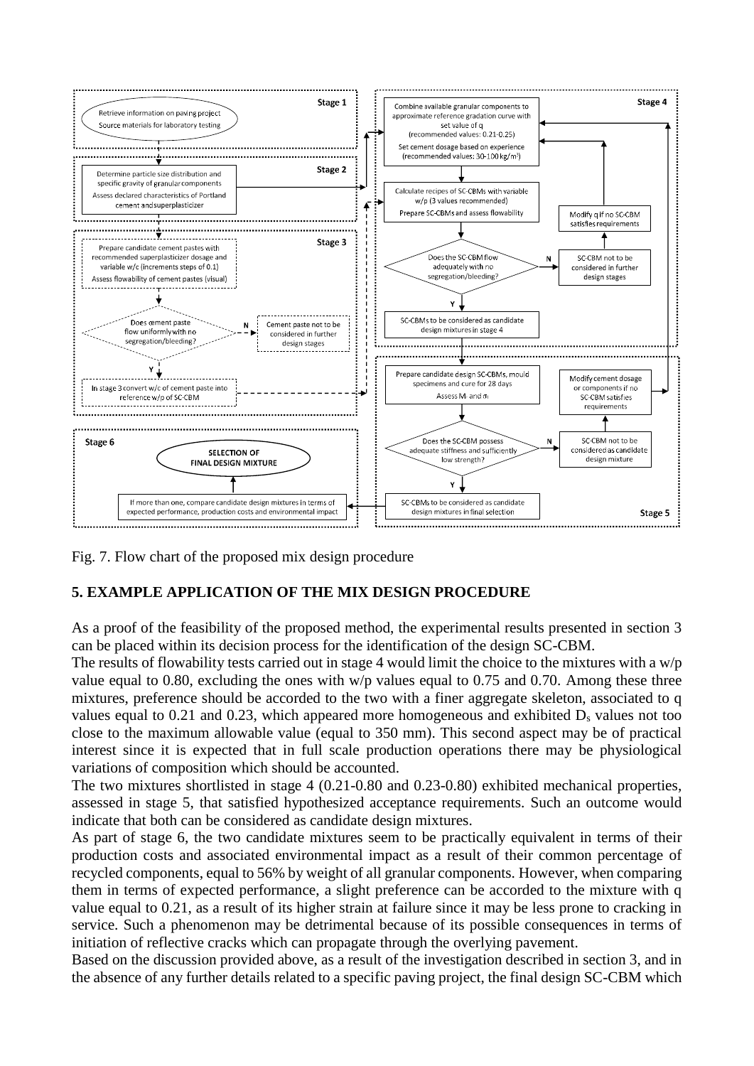**Stage 1**

- Retrieve information on paving project
- Source materials for laboratory testing

**Stage 2**

- Determine particle size distribution and specific gravity of granular components
- Assess declared characteristics of Portland cement and superplasticizer

**Stage 3**

- Prepare candidate cement pastes with recommended superplasticizer dosage and variable w/c (increments steps of 0.1)
- Assess flowability of cement pastes (visual)
- Does cement paste flow uniformly with no segregation/bleeding?
  - N: Cement paste not to be considered in further design stages
  - Y: In stage 3 convert w/c of cement paste into reference w/p of SC-CBM

**Stage 4**

- Combine available granular components to approximate reference gradation curve with set value of q (recommended values: 0.21-0.25)
- Set cement dosage based on experience (recommended values: 30-100 kg/m³)
- Calculate recipes of SC-CBMs with variable w/p (3 values recommended)
- Prepare SC-CBMs and assess flowability
- Does the SC-CBM flow adequately with no segregation/bleeding?
  - N: SC-CBM not to be considered in further design stages → Modify q if no SC-CBM satisfies requirements
  - Y: SC-CBMs to be considered as candidate design mixtures in stage 4

**Stage 5**

- Prepare candidate design SC-CBMs, mould specimens and cure for 28 days
- Assess $M_r$ and $\sigma_t$
- Does the SC-CBM possess adequate stiffness and sufficiently low strength?
  - N: SC-CBM not to be considered as candidate design mixture → Modify cement dosage or components if no SC-CBM satisfies requirements
  - Y: SC-CBMs to be considered as candidate design mixtures in final selection

**Stage 6**

- If more than one, compare candidate design mixtures in terms of expected performance, production costs and environmental impact
- SELECTION OF FINAL DESIGN MIXTURE

Fig. 7. Flow chart of the proposed mix design procedure

## 5. EXAMPLE APPLICATION OF THE MIX DESIGN PROCEDURE

As a proof of the feasibility of the proposed method, the experimental results presented in section 3 can be placed within its decision process for the identification of the design SC-CBM.

The results of flowability tests carried out in stage 4 would limit the choice to the mixtures with a w/p value equal to 0.80, excluding the ones with w/p values equal to 0.75 and 0.70. Among these three mixtures, preference should be accorded to the two with a finer aggregate skeleton, associated to q values equal to 0.21 and 0.23, which appeared more homogeneous and exhibited $D_s$ values not too close to the maximum allowable value (equal to 350 mm). This second aspect may be of practical interest since it is expected that in full scale production operations there may be physiological variations of composition which should be accounted.

The two mixtures shortlisted in stage 4 (0.21-0.80 and 0.23-0.80) exhibited mechanical properties, assessed in stage 5, that satisfied hypothesized acceptance requirements. Such an outcome would indicate that both can be considered as candidate design mixtures.

As part of stage 6, the two candidate mixtures seem to be practically equivalent in terms of their production costs and associated environmental impact as a result of their common percentage of recycled components, equal to 56% by weight of all granular components. However, when comparing them in terms of expected performance, a slight preference can be accorded to the mixture with q value equal to 0.21, as a result of its higher strain at failure since it may be less prone to cracking in service. Such a phenomenon may be detrimental because of its possible consequences in terms of initiation of reflective cracks which can propagate through the overlying pavement.

Based on the discussion provided above, as a result of the investigation described in section 3, and in the absence of any further details related to a specific paving project, the final design SC-CBM which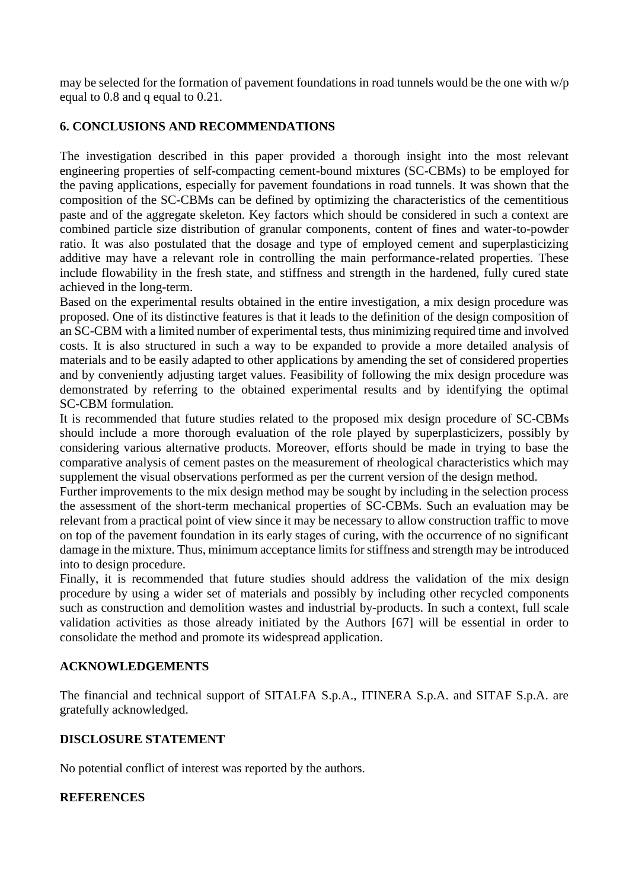may be selected for the formation of pavement foundations in road tunnels would be the one with w/p equal to 0.8 and q equal to 0.21.

## 6. CONCLUSIONS AND RECOMMENDATIONS

The investigation described in this paper provided a thorough insight into the most relevant engineering properties of self-compacting cement-bound mixtures (SC-CBMs) to be employed for the paving applications, especially for pavement foundations in road tunnels. It was shown that the composition of the SC-CBMs can be defined by optimizing the characteristics of the cementitious paste and of the aggregate skeleton. Key factors which should be considered in such a context are combined particle size distribution of granular components, content of fines and water-to-powder ratio. It was also postulated that the dosage and type of employed cement and superplasticizing additive may have a relevant role in controlling the main performance-related properties. These include flowability in the fresh state, and stiffness and strength in the hardened, fully cured state achieved in the long-term.

Based on the experimental results obtained in the entire investigation, a mix design procedure was proposed. One of its distinctive features is that it leads to the definition of the design composition of an SC-CBM with a limited number of experimental tests, thus minimizing required time and involved costs. It is also structured in such a way to be expanded to provide a more detailed analysis of materials and to be easily adapted to other applications by amending the set of considered properties and by conveniently adjusting target values. Feasibility of following the mix design procedure was demonstrated by referring to the obtained experimental results and by identifying the optimal SC-CBM formulation.

It is recommended that future studies related to the proposed mix design procedure of SC-CBMs should include a more thorough evaluation of the role played by superplasticizers, possibly by considering various alternative products. Moreover, efforts should be made in trying to base the comparative analysis of cement pastes on the measurement of rheological characteristics which may supplement the visual observations performed as per the current version of the design method.

Further improvements to the mix design method may be sought by including in the selection process the assessment of the short-term mechanical properties of SC-CBMs. Such an evaluation may be relevant from a practical point of view since it may be necessary to allow construction traffic to move on top of the pavement foundation in its early stages of curing, with the occurrence of no significant damage in the mixture. Thus, minimum acceptance limits for stiffness and strength may be introduced into to design procedure.

Finally, it is recommended that future studies should address the validation of the mix design procedure by using a wider set of materials and possibly by including other recycled components such as construction and demolition wastes and industrial by-products. In such a context, full scale validation activities as those already initiated by the Authors [67] will be essential in order to consolidate the method and promote its widespread application.

## ACKNOWLEDGEMENTS

The financial and technical support of SITALFA S.p.A., ITINERA S.p.A. and SITAF S.p.A. are gratefully acknowledged.

## DISCLOSURE STATEMENT

No potential conflict of interest was reported by the authors.

## REFERENCES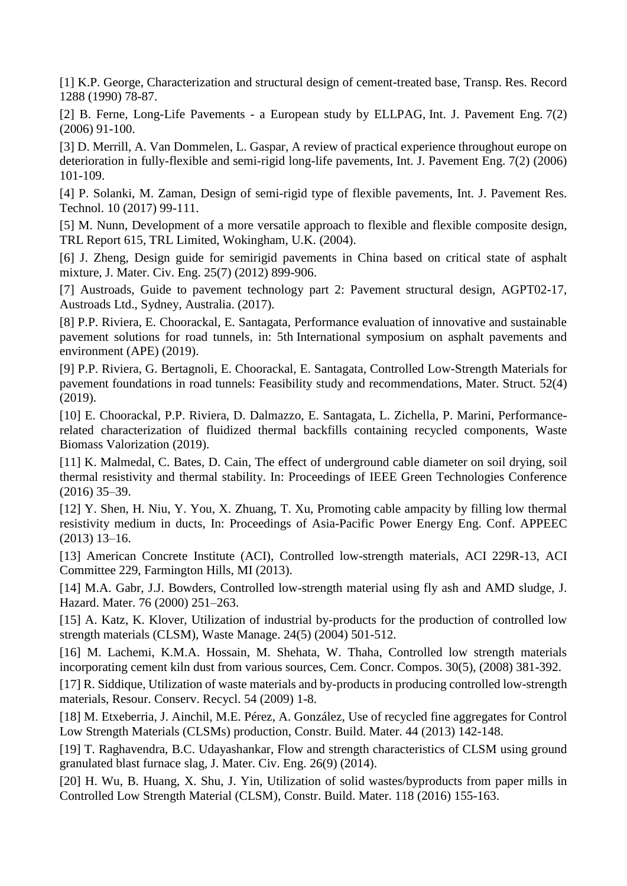[1] K.P. George, Characterization and structural design of cement-treated base, Transp. Res. Record 1288 (1990) 78-87.

[2] B. Ferne, Long-Life Pavements - a European study by ELLPAG, Int. J. Pavement Eng. 7(2) (2006) 91-100.

[3] D. Merrill, A. Van Dommelen, L. Gaspar, A review of practical experience throughout europe on deterioration in fully-flexible and semi-rigid long-life pavements, Int. J. Pavement Eng. 7(2) (2006) 101-109.

[4] P. Solanki, M. Zaman, Design of semi-rigid type of flexible pavements, Int. J. Pavement Res. Technol. 10 (2017) 99-111.

[5] M. Nunn, Development of a more versatile approach to flexible and flexible composite design, TRL Report 615, TRL Limited, Wokingham, U.K. (2004).

[6] J. Zheng, Design guide for semirigid pavements in China based on critical state of asphalt mixture, J. Mater. Civ. Eng. 25(7) (2012) 899-906.

[7] Austroads, Guide to pavement technology part 2: Pavement structural design, AGPT02-17, Austroads Ltd., Sydney, Australia. (2017).

[8] P.P. Riviera, E. Choorackal, E. Santagata, Performance evaluation of innovative and sustainable pavement solutions for road tunnels, in: 5th International symposium on asphalt pavements and environment (APE) (2019).

[9] P.P. Riviera, G. Bertagnoli, E. Choorackal, E. Santagata, Controlled Low-Strength Materials for pavement foundations in road tunnels: Feasibility study and recommendations, Mater. Struct. 52(4) (2019).

[10] E. Choorackal, P.P. Riviera, D. Dalmazzo, E. Santagata, L. Zichella, P. Marini, Performance-related characterization of fluidized thermal backfills containing recycled components, Waste Biomass Valorization (2019).

[11] K. Malmedal, C. Bates, D. Cain, The effect of underground cable diameter on soil drying, soil thermal resistivity and thermal stability. In: Proceedings of IEEE Green Technologies Conference (2016) 35–39.

[12] Y. Shen, H. Niu, Y. You, X. Zhuang, T. Xu, Promoting cable ampacity by filling low thermal resistivity medium in ducts, In: Proceedings of Asia-Pacific Power Energy Eng. Conf. APPEEC (2013) 13–16.

[13] American Concrete Institute (ACI), Controlled low-strength materials, ACI 229R-13, ACI Committee 229, Farmington Hills, MI (2013).

[14] M.A. Gabr, J.J. Bowders, Controlled low-strength material using fly ash and AMD sludge, J. Hazard. Mater. 76 (2000) 251–263.

[15] A. Katz, K. Klover, Utilization of industrial by-products for the production of controlled low strength materials (CLSM), Waste Manage. 24(5) (2004) 501-512.

[16] M. Lachemi, K.M.A. Hossain, M. Shehata, W. Thaha, Controlled low strength materials incorporating cement kiln dust from various sources, Cem. Concr. Compos. 30(5), (2008) 381-392.

[17] R. Siddique, Utilization of waste materials and by-products in producing controlled low-strength materials, Resour. Conserv. Recycl. 54 (2009) 1-8.

[18] M. Etxeberria, J. Ainchil, M.E. Pérez, A. González, Use of recycled fine aggregates for Control Low Strength Materials (CLSMs) production, Constr. Build. Mater. 44 (2013) 142-148.

[19] T. Raghavendra, B.C. Udayashankar, Flow and strength characteristics of CLSM using ground granulated blast furnace slag, J. Mater. Civ. Eng. 26(9) (2014).

[20] H. Wu, B. Huang, X. Shu, J. Yin, Utilization of solid wastes/byproducts from paper mills in Controlled Low Strength Material (CLSM), Constr. Build. Mater. 118 (2016) 155-163.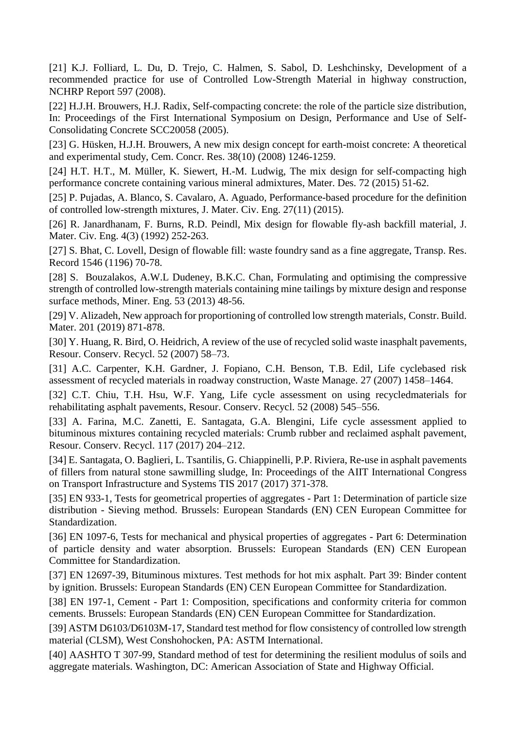[21] K.J. Folliard, L. Du, D. Trejo, C. Halmen, S. Sabol, D. Leshchinsky, Development of a recommended practice for use of Controlled Low-Strength Material in highway construction, NCHRP Report 597 (2008).

[22] H.J.H. Brouwers, H.J. Radix, Self-compacting concrete: the role of the particle size distribution, In: Proceedings of the First International Symposium on Design, Performance and Use of Self-Consolidating Concrete SCC20058 (2005).

[23] G. Hüsken, H.J.H. Brouwers, A new mix design concept for earth-moist concrete: A theoretical and experimental study, Cem. Concr. Res. 38(10) (2008) 1246-1259.

[24] H.T. H.T., M. Müller, K. Siewert, H.-M. Ludwig, The mix design for self-compacting high performance concrete containing various mineral admixtures, Mater. Des. 72 (2015) 51-62.

[25] P. Pujadas, A. Blanco, S. Cavalaro, A. Aguado, Performance-based procedure for the definition of controlled low-strength mixtures, J. Mater. Civ. Eng. 27(11) (2015).

[26] R. Janardhanam, F. Burns, R.D. Peindl, Mix design for flowable fly-ash backfill material, J. Mater. Civ. Eng. 4(3) (1992) 252-263.

[27] S. Bhat, C. Lovell, Design of flowable fill: waste foundry sand as a fine aggregate, Transp. Res. Record 1546 (1196) 70-78.

[28] S. Bouzalakos, A.W.L Dudeney, B.K.C. Chan, Formulating and optimising the compressive strength of controlled low-strength materials containing mine tailings by mixture design and response surface methods, Miner. Eng. 53 (2013) 48-56.

[29] V. Alizadeh, New approach for proportioning of controlled low strength materials, Constr. Build. Mater. 201 (2019) 871-878.

[30] Y. Huang, R. Bird, O. Heidrich, A review of the use of recycled solid waste inasphalt pavements, Resour. Conserv. Recycl. 52 (2007) 58–73.

[31] A.C. Carpenter, K.H. Gardner, J. Fopiano, C.H. Benson, T.B. Edil, Life cyclebased risk assessment of recycled materials in roadway construction, Waste Manage. 27 (2007) 1458–1464.

[32] C.T. Chiu, T.H. Hsu, W.F. Yang, Life cycle assessment on using recycledmaterials for rehabilitating asphalt pavements, Resour. Conserv. Recycl. 52 (2008) 545–556.

[33] A. Farina, M.C. Zanetti, E. Santagata, G.A. Blengini, Life cycle assessment applied to bituminous mixtures containing recycled materials: Crumb rubber and reclaimed asphalt pavement, Resour. Conserv. Recycl. 117 (2017) 204–212.

[34] E. Santagata, O. Baglieri, L. Tsantilis, G. Chiappinelli, P.P. Riviera, Re-use in asphalt pavements of fillers from natural stone sawmilling sludge, In: Proceedings of the AIIT International Congress on Transport Infrastructure and Systems TIS 2017 (2017) 371-378.

[35] EN 933-1, Tests for geometrical properties of aggregates - Part 1: Determination of particle size distribution - Sieving method. Brussels: European Standards (EN) CEN European Committee for Standardization.

[36] EN 1097-6, Tests for mechanical and physical properties of aggregates - Part 6: Determination of particle density and water absorption. Brussels: European Standards (EN) CEN European Committee for Standardization.

[37] EN 12697-39, Bituminous mixtures. Test methods for hot mix asphalt. Part 39: Binder content by ignition. Brussels: European Standards (EN) CEN European Committee for Standardization.

[38] EN 197-1, Cement - Part 1: Composition, specifications and conformity criteria for common cements. Brussels: European Standards (EN) CEN European Committee for Standardization.

[39] ASTM D6103/D6103M-17, Standard test method for flow consistency of controlled low strength material (CLSM), West Conshohocken, PA: ASTM International.

[40] AASHTO T 307-99, Standard method of test for determining the resilient modulus of soils and aggregate materials. Washington, DC: American Association of State and Highway Official.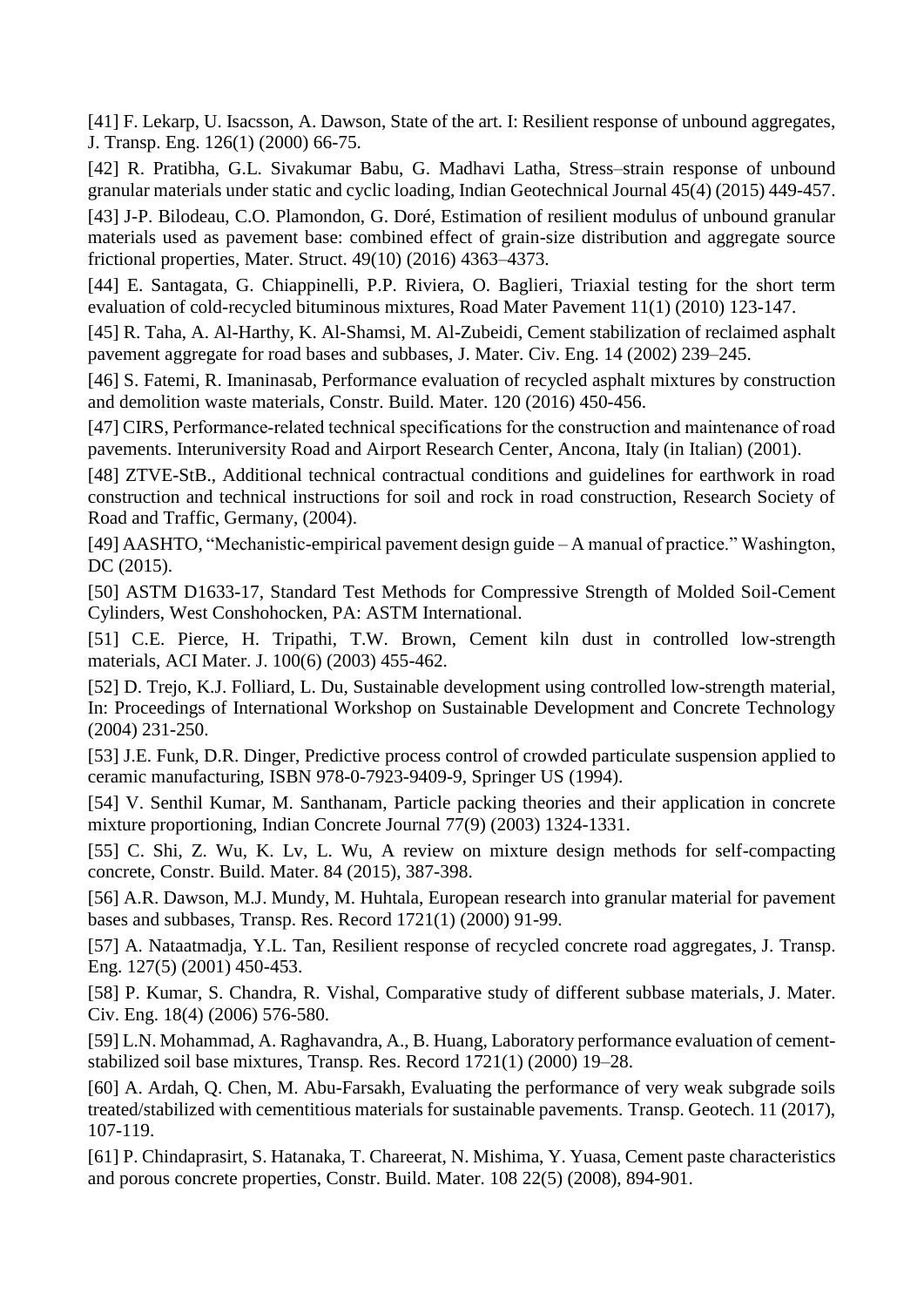[41] F. Lekarp, U. Isacsson, A. Dawson, State of the art. I: Resilient response of unbound aggregates, J. Transp. Eng. 126(1) (2000) 66-75.

[42] R. Pratibha, G.L. Sivakumar Babu, G. Madhavi Latha, Stress–strain response of unbound granular materials under static and cyclic loading, Indian Geotechnical Journal 45(4) (2015) 449-457.

[43] J-P. Bilodeau, C.O. Plamondon, G. Doré, Estimation of resilient modulus of unbound granular materials used as pavement base: combined effect of grain-size distribution and aggregate source frictional properties, Mater. Struct. 49(10) (2016) 4363–4373.

[44] E. Santagata, G. Chiappinelli, P.P. Riviera, O. Baglieri, Triaxial testing for the short term evaluation of cold-recycled bituminous mixtures, Road Mater Pavement 11(1) (2010) 123-147.

[45] R. Taha, A. Al-Harthy, K. Al-Shamsi, M. Al-Zubeidi, Cement stabilization of reclaimed asphalt pavement aggregate for road bases and subbases, J. Mater. Civ. Eng. 14 (2002) 239–245.

[46] S. Fatemi, R. Imaninasab, Performance evaluation of recycled asphalt mixtures by construction and demolition waste materials, Constr. Build. Mater. 120 (2016) 450-456.

[47] CIRS, Performance-related technical specifications for the construction and maintenance of road pavements. Interuniversity Road and Airport Research Center, Ancona, Italy (in Italian) (2001).

[48] ZTVE-StB., Additional technical contractual conditions and guidelines for earthwork in road construction and technical instructions for soil and rock in road construction, Research Society of Road and Traffic, Germany, (2004).

[49] AASHTO, "Mechanistic-empirical pavement design guide – A manual of practice." Washington, DC (2015).

[50] ASTM D1633-17, Standard Test Methods for Compressive Strength of Molded Soil-Cement Cylinders, West Conshohocken, PA: ASTM International.

[51] C.E. Pierce, H. Tripathi, T.W. Brown, Cement kiln dust in controlled low-strength materials, ACI Mater. J. 100(6) (2003) 455-462.

[52] D. Trejo, K.J. Folliard, L. Du, Sustainable development using controlled low-strength material, In: Proceedings of International Workshop on Sustainable Development and Concrete Technology (2004) 231-250.

[53] J.E. Funk, D.R. Dinger, Predictive process control of crowded particulate suspension applied to ceramic manufacturing, ISBN 978-0-7923-9409-9, Springer US (1994).

[54] V. Senthil Kumar, M. Santhanam, Particle packing theories and their application in concrete mixture proportioning, Indian Concrete Journal 77(9) (2003) 1324-1331.

[55] C. Shi, Z. Wu, K. Lv, L. Wu, A review on mixture design methods for self-compacting concrete, Constr. Build. Mater. 84 (2015), 387-398.

[56] A.R. Dawson, M.J. Mundy, M. Huhtala, European research into granular material for pavement bases and subbases, Transp. Res. Record 1721(1) (2000) 91-99.

[57] A. Nataatmadja, Y.L. Tan, Resilient response of recycled concrete road aggregates, J. Transp. Eng. 127(5) (2001) 450-453.

[58] P. Kumar, S. Chandra, R. Vishal, Comparative study of different subbase materials, J. Mater. Civ. Eng. 18(4) (2006) 576-580.

[59] L.N. Mohammad, A. Raghavandra, A., B. Huang, Laboratory performance evaluation of cement-stabilized soil base mixtures, Transp. Res. Record 1721(1) (2000) 19–28.

[60] A. Ardah, Q. Chen, M. Abu-Farsakh, Evaluating the performance of very weak subgrade soils treated/stabilized with cementitious materials for sustainable pavements. Transp. Geotech. 11 (2017), 107-119.

[61] P. Chindaprasirt, S. Hatanaka, T. Chareerat, N. Mishima, Y. Yuasa, Cement paste characteristics and porous concrete properties, Constr. Build. Mater. 108 22(5) (2008), 894-901.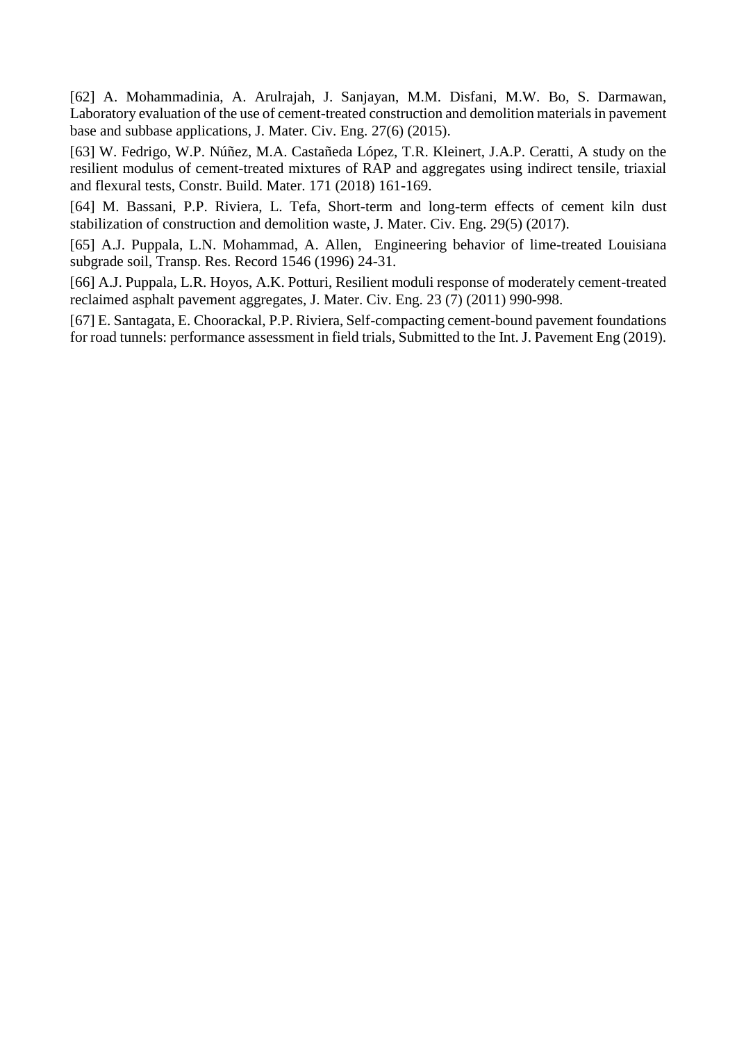[62] A. Mohammadinia, A. Arulrajah, J. Sanjayan, M.M. Disfani, M.W. Bo, S. Darmawan, Laboratory evaluation of the use of cement-treated construction and demolition materials in pavement base and subbase applications, J. Mater. Civ. Eng. 27(6) (2015).

[63] W. Fedrigo, W.P. Núñez, M.A. Castañeda López, T.R. Kleinert, J.A.P. Ceratti, A study on the resilient modulus of cement-treated mixtures of RAP and aggregates using indirect tensile, triaxial and flexural tests, Constr. Build. Mater. 171 (2018) 161-169.

[64] M. Bassani, P.P. Riviera, L. Tefa, Short-term and long-term effects of cement kiln dust stabilization of construction and demolition waste, J. Mater. Civ. Eng. 29(5) (2017).

[65] A.J. Puppala, L.N. Mohammad, A. Allen, Engineering behavior of lime-treated Louisiana subgrade soil, Transp. Res. Record 1546 (1996) 24-31.

[66] A.J. Puppala, L.R. Hoyos, A.K. Potturi, Resilient moduli response of moderately cement-treated reclaimed asphalt pavement aggregates, J. Mater. Civ. Eng. 23 (7) (2011) 990-998.

[67] E. Santagata, E. Choorackal, P.P. Riviera, Self-compacting cement-bound pavement foundations for road tunnels: performance assessment in field trials, Submitted to the Int. J. Pavement Eng (2019).